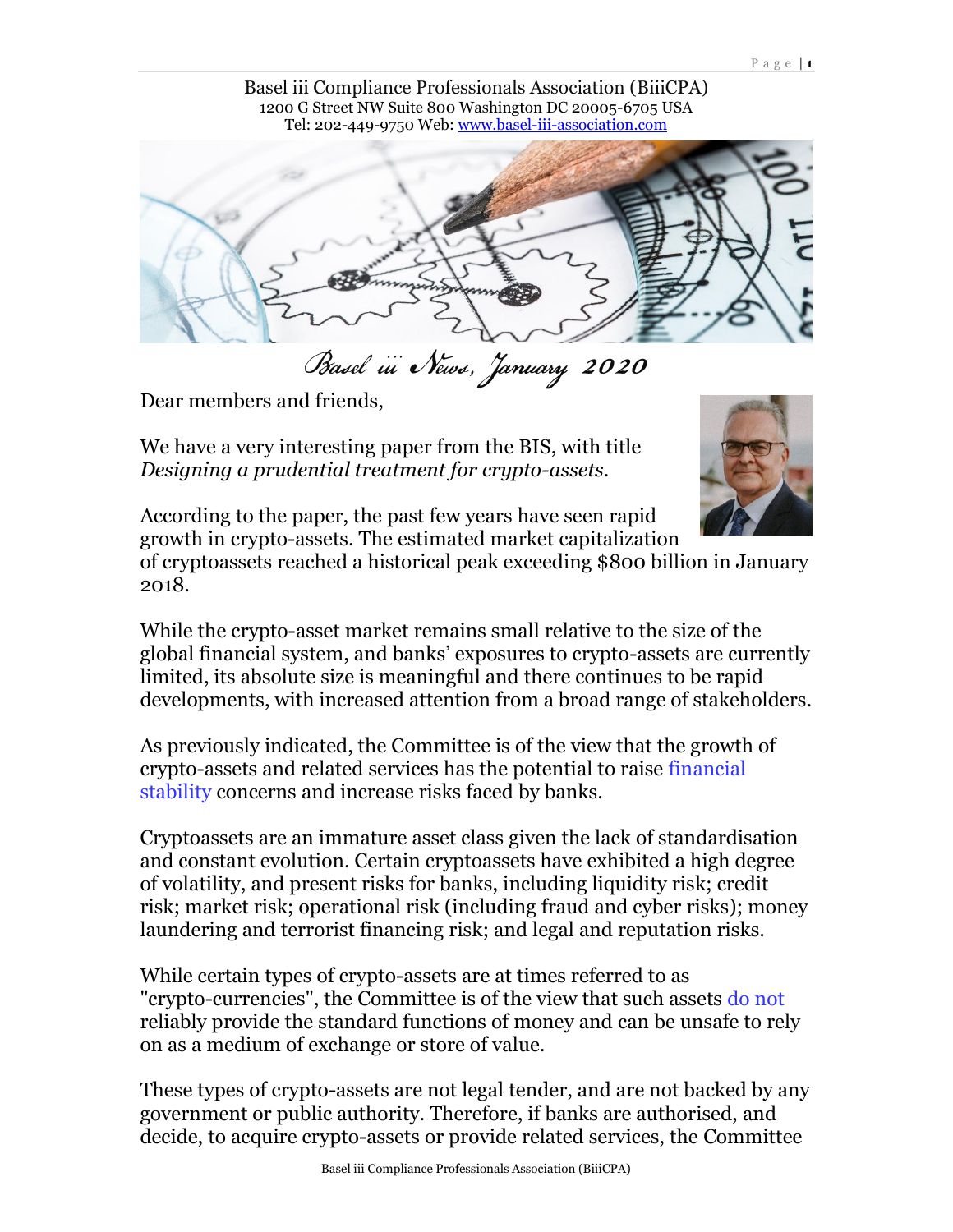Basel iii Compliance Professionals Association (BiiiCPA)
1200 G Street NW Suite 800 Washington DC 20005-6705 USA
Tel: 202-449-9750 Web: www.basel-iii-association.com

# Basel iii News, January 2020

Dear members and friends,

We have a very interesting paper from the BIS, with title *Designing a prudential treatment for crypto-assets.*

According to the paper, the past few years have seen rapid growth in crypto-assets. The estimated market capitalization of cryptoassets reached a historical peak exceeding $800 billion in January 2018.

While the crypto-asset market remains small relative to the size of the global financial system, and banks' exposures to crypto-assets are currently limited, its absolute size is meaningful and there continues to be rapid developments, with increased attention from a broad range of stakeholders.

As previously indicated, the Committee is of the view that the growth of crypto-assets and related services has the potential to raise financial stability concerns and increase risks faced by banks.

Cryptoassets are an immature asset class given the lack of standardisation and constant evolution. Certain cryptoassets have exhibited a high degree of volatility, and present risks for banks, including liquidity risk; credit risk; market risk; operational risk (including fraud and cyber risks); money laundering and terrorist financing risk; and legal and reputation risks.

While certain types of crypto-assets are at times referred to as "crypto-currencies", the Committee is of the view that such assets do not reliably provide the standard functions of money and can be unsafe to rely on as a medium of exchange or store of value.

These types of crypto-assets are not legal tender, and are not backed by any government or public authority. Therefore, if banks are authorised, and decide, to acquire crypto-assets or provide related services, the Committee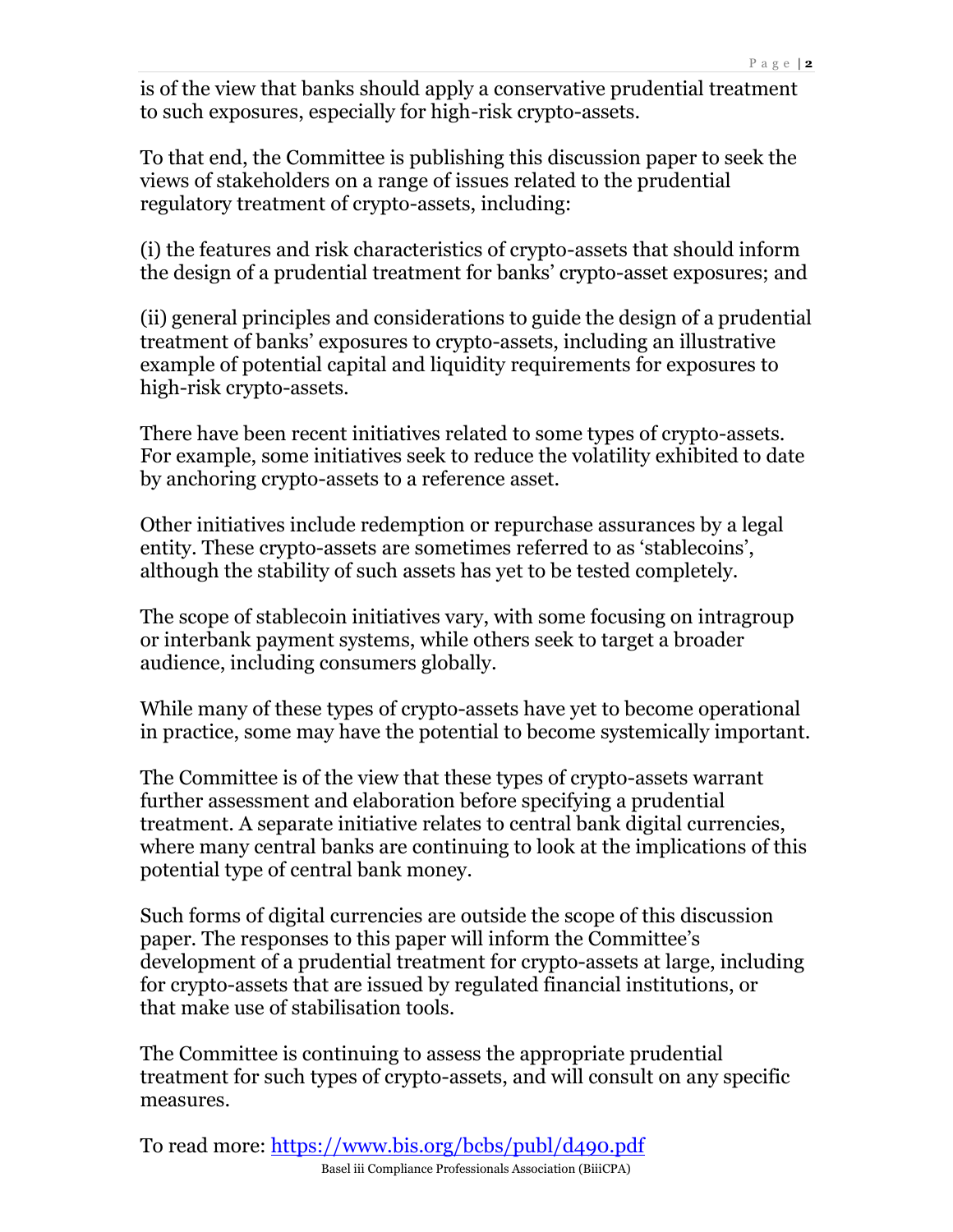is of the view that banks should apply a conservative prudential treatment to such exposures, especially for high-risk crypto-assets.

To that end, the Committee is publishing this discussion paper to seek the views of stakeholders on a range of issues related to the prudential regulatory treatment of crypto-assets, including:

(i) the features and risk characteristics of crypto-assets that should inform the design of a prudential treatment for banks' crypto-asset exposures; and

(ii) general principles and considerations to guide the design of a prudential treatment of banks' exposures to crypto-assets, including an illustrative example of potential capital and liquidity requirements for exposures to high-risk crypto-assets.

There have been recent initiatives related to some types of crypto-assets. For example, some initiatives seek to reduce the volatility exhibited to date by anchoring crypto-assets to a reference asset.

Other initiatives include redemption or repurchase assurances by a legal entity. These crypto-assets are sometimes referred to as 'stablecoins', although the stability of such assets has yet to be tested completely.

The scope of stablecoin initiatives vary, with some focusing on intragroup or interbank payment systems, while others seek to target a broader audience, including consumers globally.

While many of these types of crypto-assets have yet to become operational in practice, some may have the potential to become systemically important.

The Committee is of the view that these types of crypto-assets warrant further assessment and elaboration before specifying a prudential treatment. A separate initiative relates to central bank digital currencies, where many central banks are continuing to look at the implications of this potential type of central bank money.

Such forms of digital currencies are outside the scope of this discussion paper. The responses to this paper will inform the Committee's development of a prudential treatment for crypto-assets at large, including for crypto-assets that are issued by regulated financial institutions, or that make use of stabilisation tools.

The Committee is continuing to assess the appropriate prudential treatment for such types of crypto-assets, and will consult on any specific measures.

To read more: https://www.bis.org/bcbs/publ/d490.pdf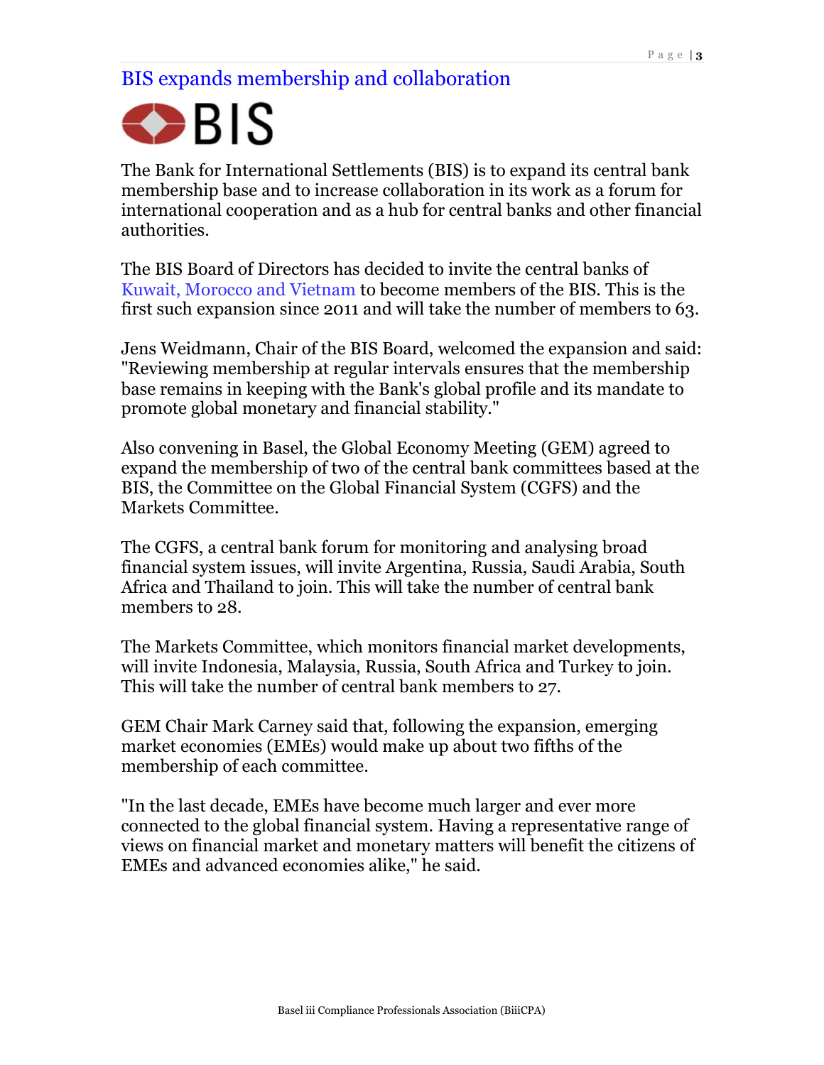# BIS expands membership and collaboration

BIS

The Bank for International Settlements (BIS) is to expand its central bank membership base and to increase collaboration in its work as a forum for international cooperation and as a hub for central banks and other financial authorities.

The BIS Board of Directors has decided to invite the central banks of Kuwait, Morocco and Vietnam to become members of the BIS. This is the first such expansion since 2011 and will take the number of members to 63.

Jens Weidmann, Chair of the BIS Board, welcomed the expansion and said: "Reviewing membership at regular intervals ensures that the membership base remains in keeping with the Bank's global profile and its mandate to promote global monetary and financial stability."

Also convening in Basel, the Global Economy Meeting (GEM) agreed to expand the membership of two of the central bank committees based at the BIS, the Committee on the Global Financial System (CGFS) and the Markets Committee.

The CGFS, a central bank forum for monitoring and analysing broad financial system issues, will invite Argentina, Russia, Saudi Arabia, South Africa and Thailand to join. This will take the number of central bank members to 28.

The Markets Committee, which monitors financial market developments, will invite Indonesia, Malaysia, Russia, South Africa and Turkey to join. This will take the number of central bank members to 27.

GEM Chair Mark Carney said that, following the expansion, emerging market economies (EMEs) would make up about two fifths of the membership of each committee.

"In the last decade, EMEs have become much larger and ever more connected to the global financial system. Having a representative range of views on financial market and monetary matters will benefit the citizens of EMEs and advanced economies alike," he said.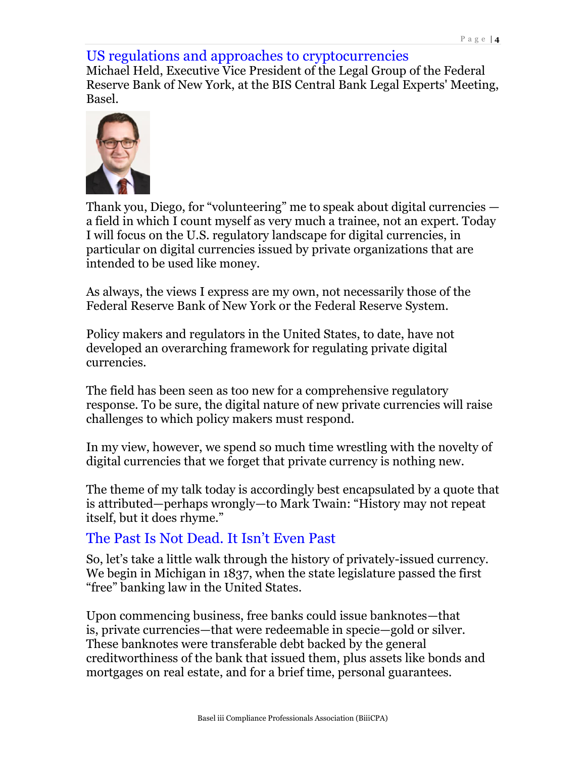## US regulations and approaches to cryptocurrencies

Michael Held, Executive Vice President of the Legal Group of the Federal Reserve Bank of New York, at the BIS Central Bank Legal Experts' Meeting, Basel.

Thank you, Diego, for "volunteering" me to speak about digital currencies — a field in which I count myself as very much a trainee, not an expert. Today I will focus on the U.S. regulatory landscape for digital currencies, in particular on digital currencies issued by private organizations that are intended to be used like money.

As always, the views I express are my own, not necessarily those of the Federal Reserve Bank of New York or the Federal Reserve System.

Policy makers and regulators in the United States, to date, have not developed an overarching framework for regulating private digital currencies.

The field has been seen as too new for a comprehensive regulatory response. To be sure, the digital nature of new private currencies will raise challenges to which policy makers must respond.

In my view, however, we spend so much time wrestling with the novelty of digital currencies that we forget that private currency is nothing new.

The theme of my talk today is accordingly best encapsulated by a quote that is attributed—perhaps wrongly—to Mark Twain: "History may not repeat itself, but it does rhyme."

## The Past Is Not Dead. It Isn't Even Past

So, let's take a little walk through the history of privately-issued currency. We begin in Michigan in 1837, when the state legislature passed the first "free" banking law in the United States.

Upon commencing business, free banks could issue banknotes—that is, private currencies—that were redeemable in specie—gold or silver. These banknotes were transferable debt backed by the general creditworthiness of the bank that issued them, plus assets like bonds and mortgages on real estate, and for a brief time, personal guarantees.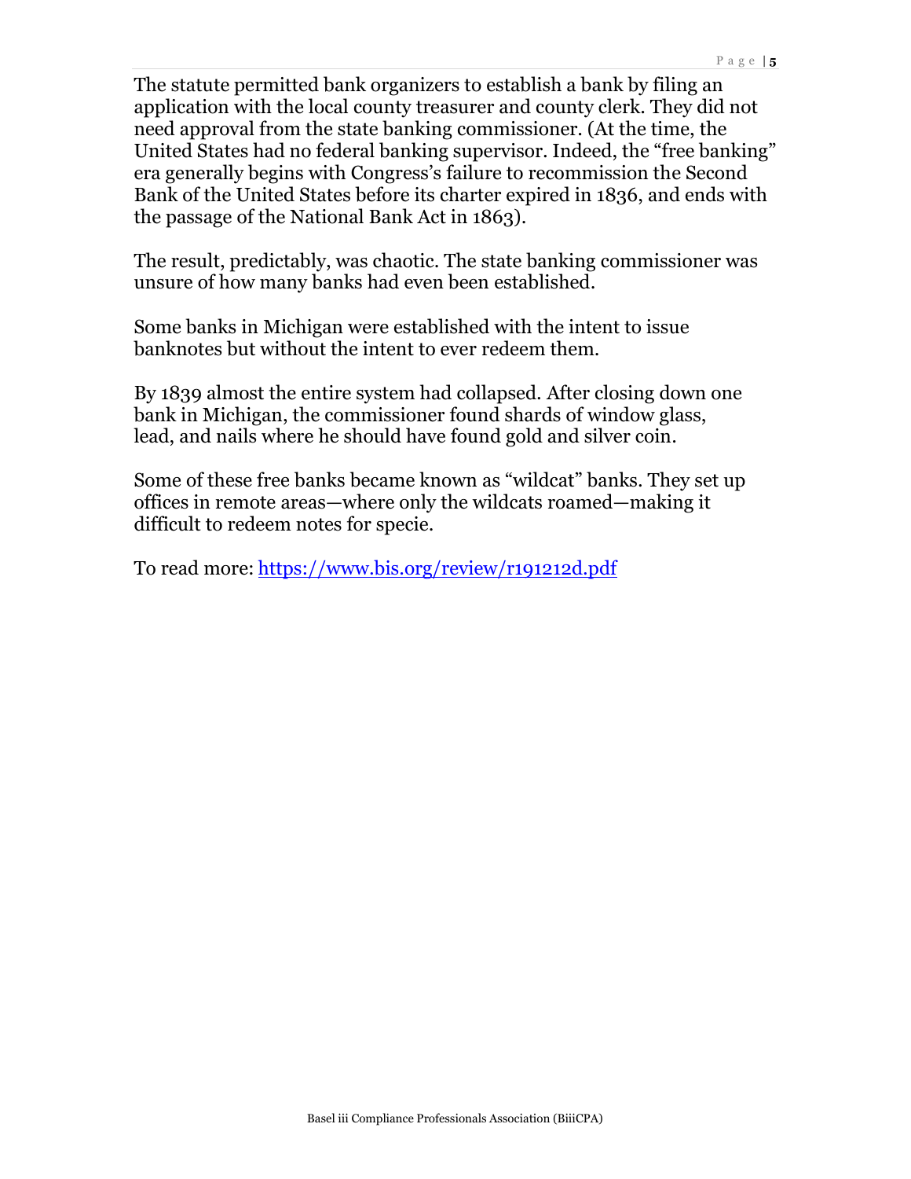The statute permitted bank organizers to establish a bank by filing an application with the local county treasurer and county clerk. They did not need approval from the state banking commissioner. (At the time, the United States had no federal banking supervisor. Indeed, the "free banking" era generally begins with Congress's failure to recommission the Second Bank of the United States before its charter expired in 1836, and ends with the passage of the National Bank Act in 1863).

The result, predictably, was chaotic. The state banking commissioner was unsure of how many banks had even been established.

Some banks in Michigan were established with the intent to issue banknotes but without the intent to ever redeem them.

By 1839 almost the entire system had collapsed. After closing down one bank in Michigan, the commissioner found shards of window glass, lead, and nails where he should have found gold and silver coin.

Some of these free banks became known as "wildcat" banks. They set up offices in remote areas—where only the wildcats roamed—making it difficult to redeem notes for specie.

To read more: [https://www.bis.org/review/r191212d.pdf](https://www.bis.org/review/r191212d.pdf)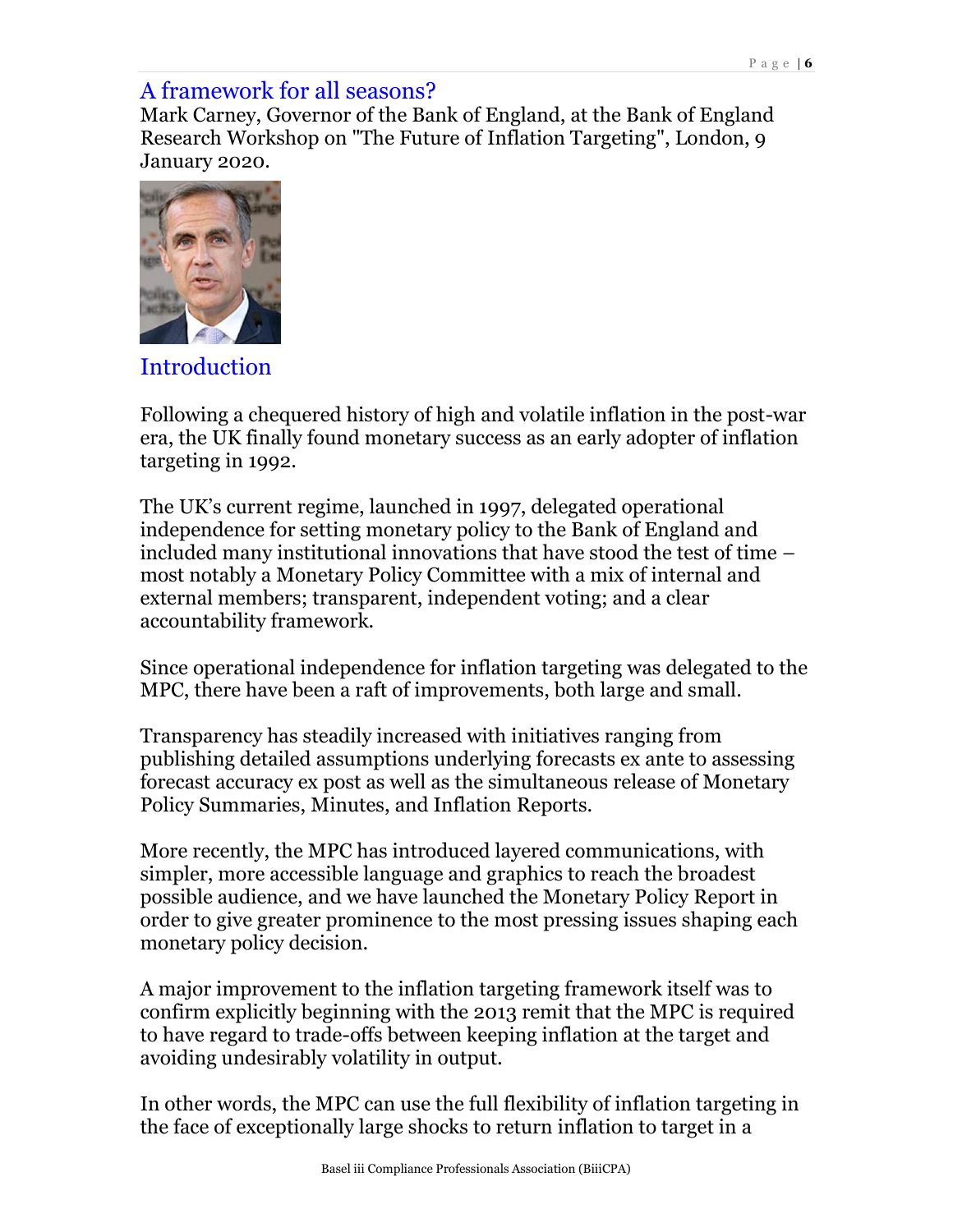## A framework for all seasons?

Mark Carney, Governor of the Bank of England, at the Bank of England Research Workshop on "The Future of Inflation Targeting", London, 9 January 2020.

## Introduction

Following a chequered history of high and volatile inflation in the post-war era, the UK finally found monetary success as an early adopter of inflation targeting in 1992.

The UK's current regime, launched in 1997, delegated operational independence for setting monetary policy to the Bank of England and included many institutional innovations that have stood the test of time – most notably a Monetary Policy Committee with a mix of internal and external members; transparent, independent voting; and a clear accountability framework.

Since operational independence for inflation targeting was delegated to the MPC, there have been a raft of improvements, both large and small.

Transparency has steadily increased with initiatives ranging from publishing detailed assumptions underlying forecasts ex ante to assessing forecast accuracy ex post as well as the simultaneous release of Monetary Policy Summaries, Minutes, and Inflation Reports.

More recently, the MPC has introduced layered communications, with simpler, more accessible language and graphics to reach the broadest possible audience, and we have launched the Monetary Policy Report in order to give greater prominence to the most pressing issues shaping each monetary policy decision.

A major improvement to the inflation targeting framework itself was to confirm explicitly beginning with the 2013 remit that the MPC is required to have regard to trade-offs between keeping inflation at the target and avoiding undesirably volatility in output.

In other words, the MPC can use the full flexibility of inflation targeting in the face of exceptionally large shocks to return inflation to target in a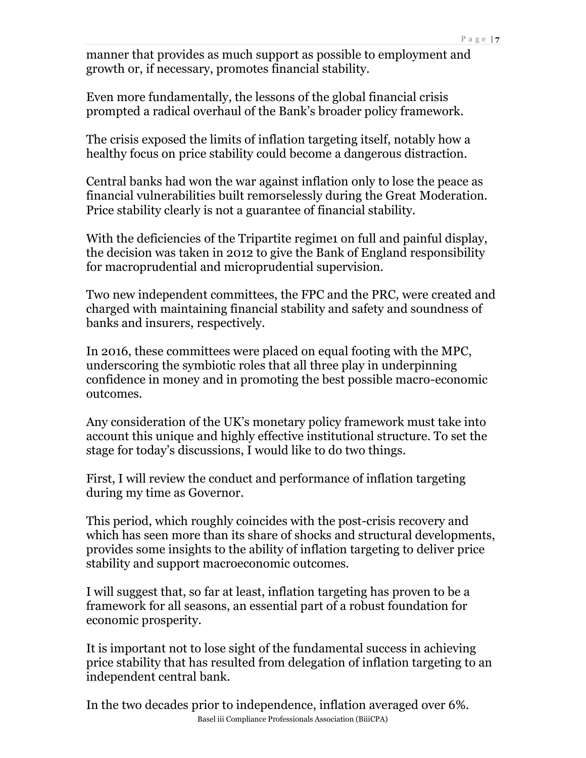manner that provides as much support as possible to employment and growth or, if necessary, promotes financial stability.

Even more fundamentally, the lessons of the global financial crisis prompted a radical overhaul of the Bank's broader policy framework.

The crisis exposed the limits of inflation targeting itself, notably how a healthy focus on price stability could become a dangerous distraction.

Central banks had won the war against inflation only to lose the peace as financial vulnerabilities built remorselessly during the Great Moderation. Price stability clearly is not a guarantee of financial stability.

With the deficiencies of the Tripartite regime[1] on full and painful display, the decision was taken in 2012 to give the Bank of England responsibility for macroprudential and microprudential supervision.

Two new independent committees, the FPC and the PRC, were created and charged with maintaining financial stability and safety and soundness of banks and insurers, respectively.

In 2016, these committees were placed on equal footing with the MPC, underscoring the symbiotic roles that all three play in underpinning confidence in money and in promoting the best possible macro-economic outcomes.

Any consideration of the UK's monetary policy framework must take into account this unique and highly effective institutional structure. To set the stage for today's discussions, I would like to do two things.

First, I will review the conduct and performance of inflation targeting during my time as Governor.

This period, which roughly coincides with the post-crisis recovery and which has seen more than its share of shocks and structural developments, provides some insights to the ability of inflation targeting to deliver price stability and support macroeconomic outcomes.

I will suggest that, so far at least, inflation targeting has proven to be a framework for all seasons, an essential part of a robust foundation for economic prosperity.

It is important not to lose sight of the fundamental success in achieving price stability that has resulted from delegation of inflation targeting to an independent central bank.

In the two decades prior to independence, inflation averaged over 6%.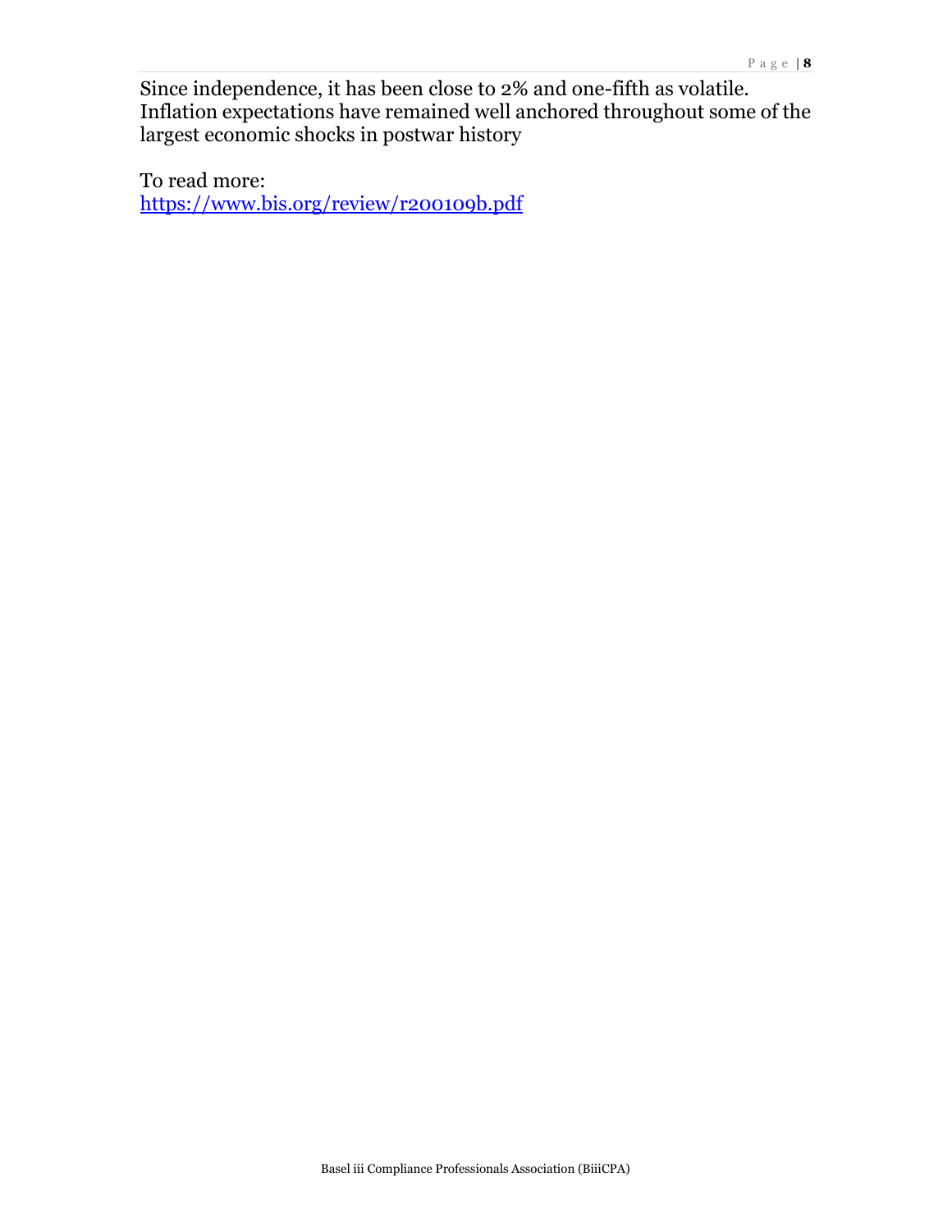Since independence, it has been close to 2% and one-fifth as volatile. Inflation expectations have remained well anchored throughout some of the largest economic shocks in postwar history

To read more:
https://www.bis.org/review/r200109b.pdf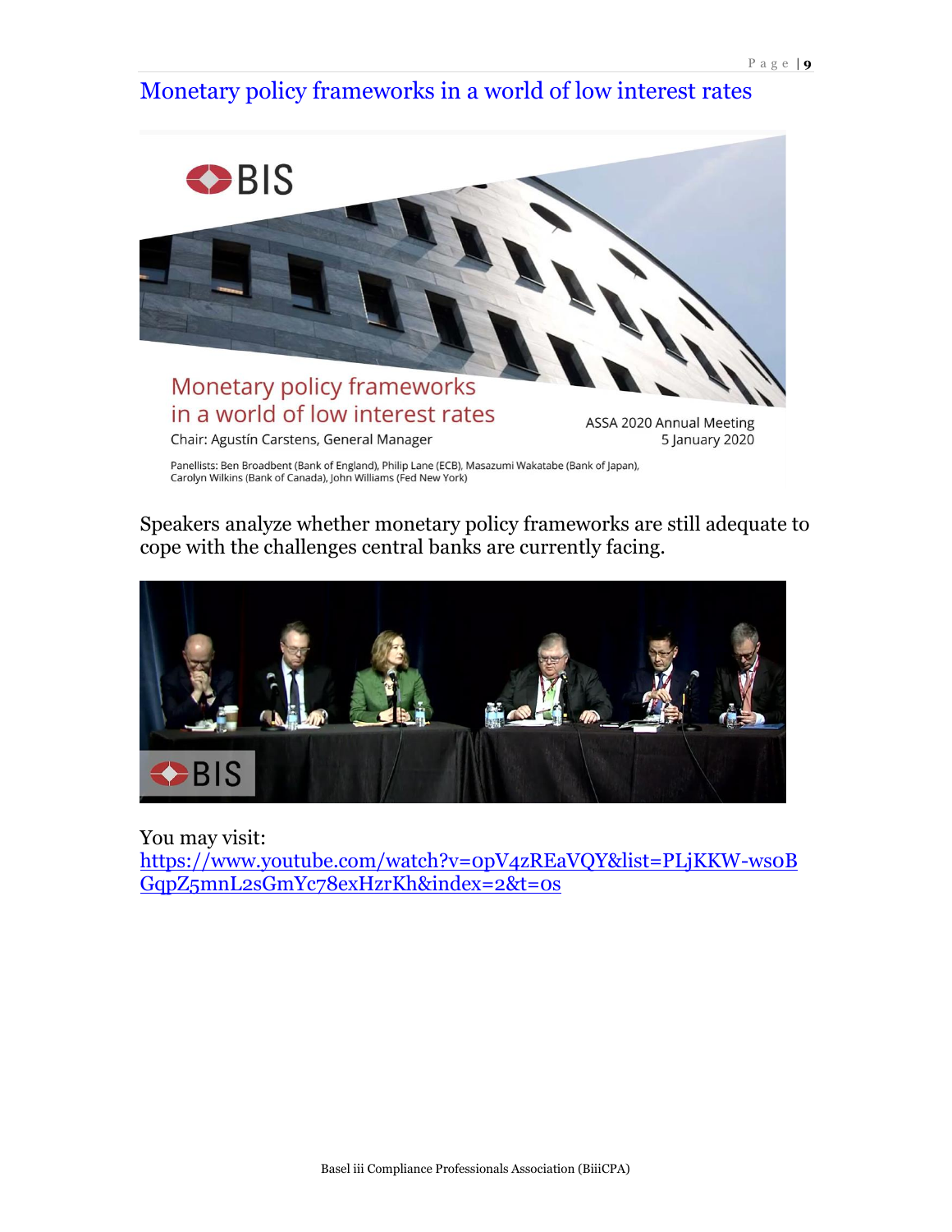# Monetary policy frameworks in a world of low interest rates

BIS

Monetary policy frameworks in a world of low interest rates

Chair: Agustín Carstens, General Manager

ASSA 2020 Annual Meeting
5 January 2020

Panellists: Ben Broadbent (Bank of England), Philip Lane (ECB), Masazumi Wakatabe (Bank of Japan), Carolyn Wilkins (Bank of Canada), John Williams (Fed New York)

Speakers analyze whether monetary policy frameworks are still adequate to cope with the challenges central banks are currently facing.

You may visit:
https://www.youtube.com/watch?v=opV4zREaVQY&list=PLjKKW-wsoBGqpZ5mnL2sGmYc78exHzrKh&index=2&t=0s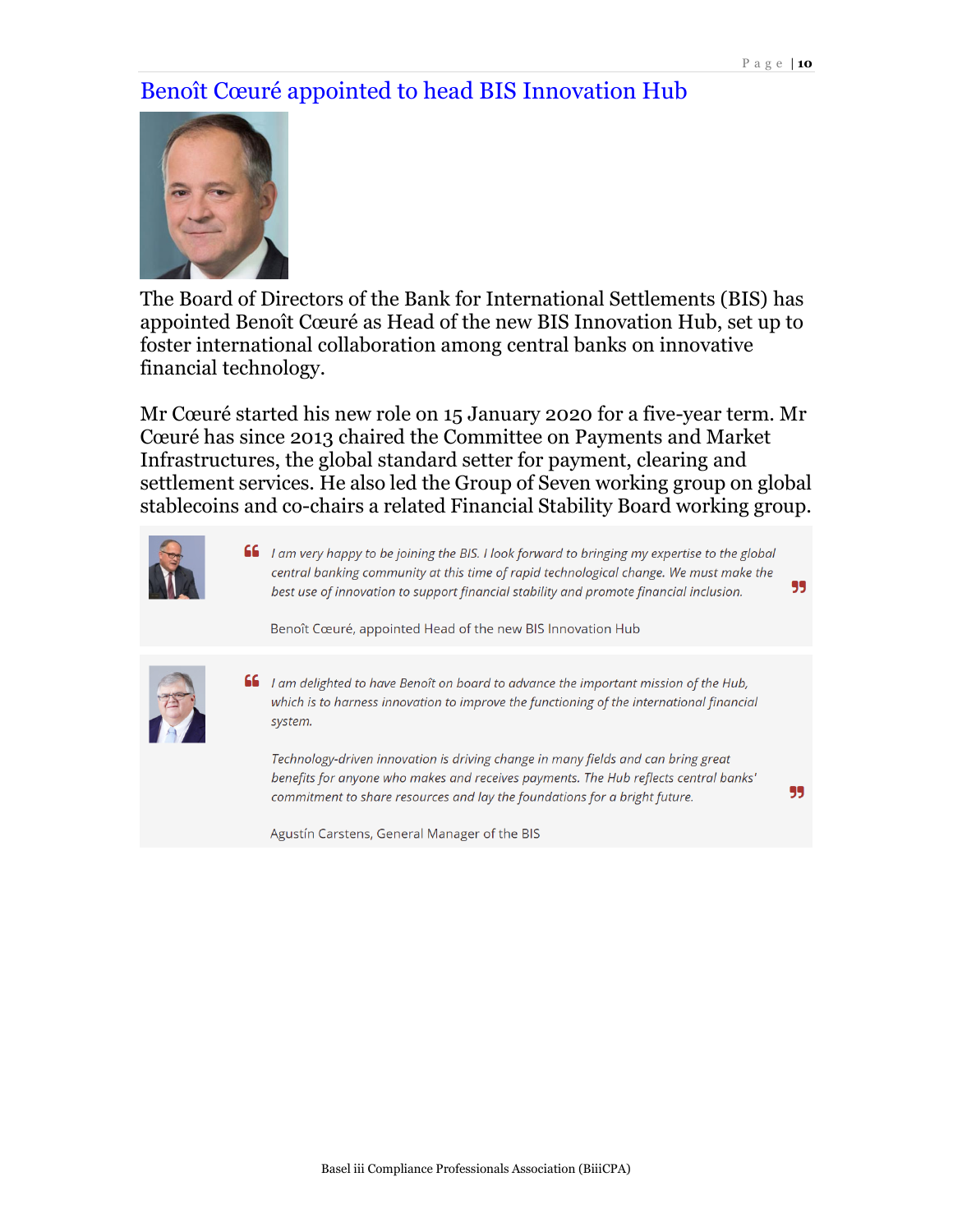# Benoît Cœuré appointed to head BIS Innovation Hub

The Board of Directors of the Bank for International Settlements (BIS) has appointed Benoît Cœuré as Head of the new BIS Innovation Hub, set up to foster international collaboration among central banks on innovative financial technology.

Mr Cœuré started his new role on 15 January 2020 for a five-year term. Mr Cœuré has since 2013 chaired the Committee on Payments and Market Infrastructures, the global standard setter for payment, clearing and settlement services. He also led the Group of Seven working group on global stablecoins and co-chairs a related Financial Stability Board working group.

> *I am very happy to be joining the BIS. I look forward to bringing my expertise to the global central banking community at this time of rapid technological change. We must make the best use of innovation to support financial stability and promote financial inclusion.*
>
> Benoît Cœuré, appointed Head of the new BIS Innovation Hub

> *I am delighted to have Benoît on board to advance the important mission of the Hub, which is to harness innovation to improve the functioning of the international financial system.*
>
> *Technology-driven innovation is driving change in many fields and can bring great benefits for anyone who makes and receives payments. The Hub reflects central banks' commitment to share resources and lay the foundations for a bright future.*
>
> Agustín Carstens, General Manager of the BIS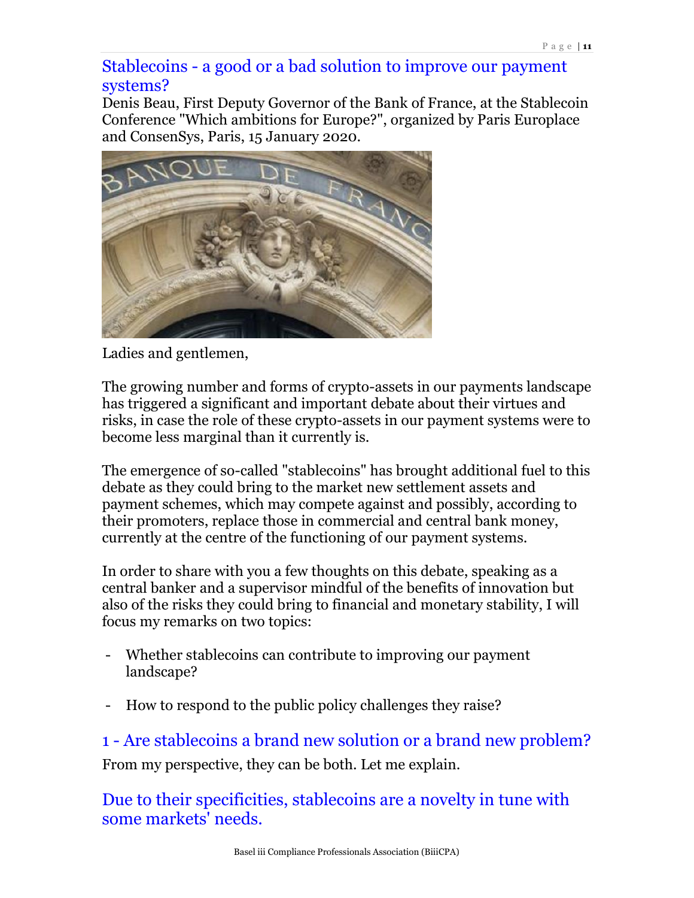## Stablecoins - a good or a bad solution to improve our payment systems?

Denis Beau, First Deputy Governor of the Bank of France, at the Stablecoin Conference "Which ambitions for Europe?", organized by Paris Europlace and ConsenSys, Paris, 15 January 2020.

Ladies and gentlemen,

The growing number and forms of crypto-assets in our payments landscape has triggered a significant and important debate about their virtues and risks, in case the role of these crypto-assets in our payment systems were to become less marginal than it currently is.

The emergence of so-called "stablecoins" has brought additional fuel to this debate as they could bring to the market new settlement assets and payment schemes, which may compete against and possibly, according to their promoters, replace those in commercial and central bank money, currently at the centre of the functioning of our payment systems.

In order to share with you a few thoughts on this debate, speaking as a central banker and a supervisor mindful of the benefits of innovation but also of the risks they could bring to financial and monetary stability, I will focus my remarks on two topics:

- Whether stablecoins can contribute to improving our payment landscape?
- How to respond to the public policy challenges they raise?

## 1 - Are stablecoins a brand new solution or a brand new problem?

From my perspective, they can be both. Let me explain.

### Due to their specificities, stablecoins are a novelty in tune with some markets' needs.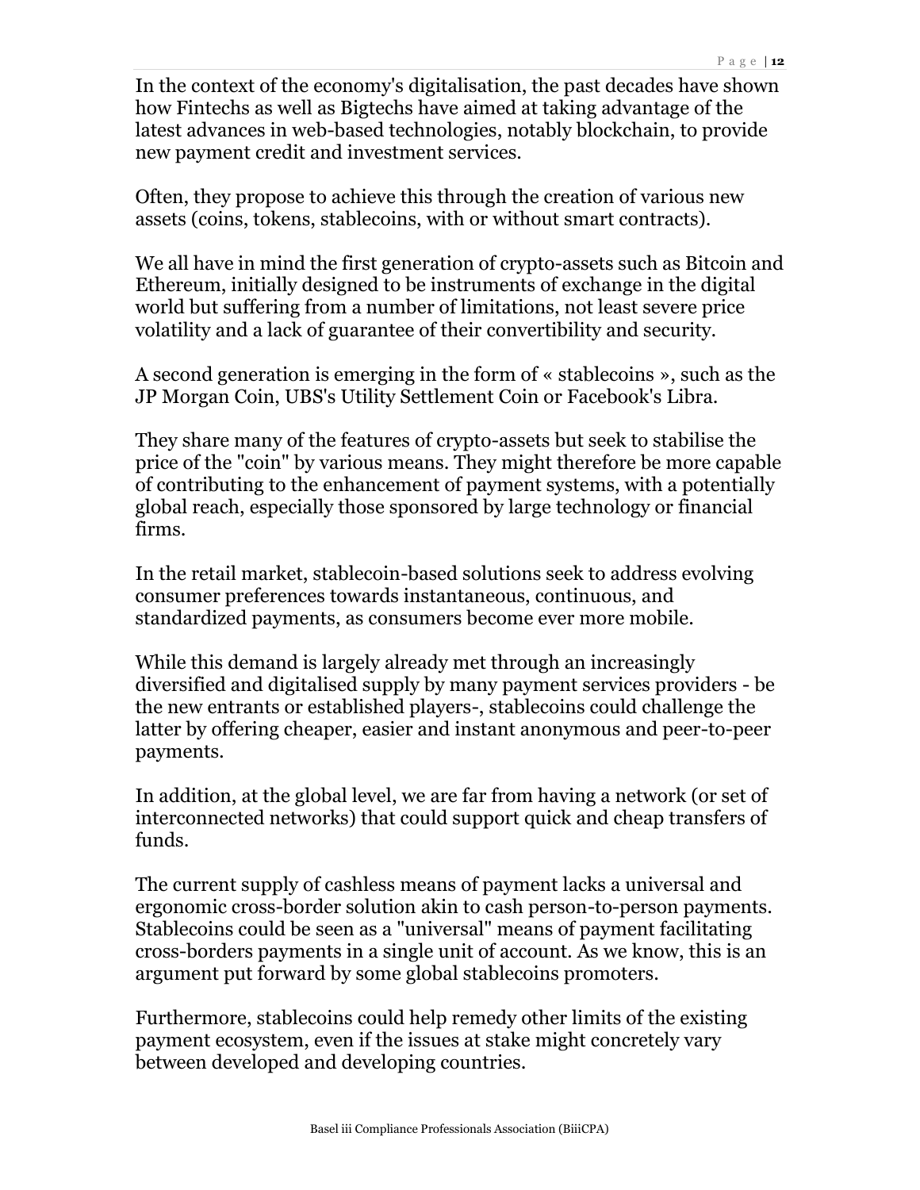In the context of the economy's digitalisation, the past decades have shown how Fintechs as well as Bigtechs have aimed at taking advantage of the latest advances in web-based technologies, notably blockchain, to provide new payment credit and investment services.

Often, they propose to achieve this through the creation of various new assets (coins, tokens, stablecoins, with or without smart contracts).

We all have in mind the first generation of crypto-assets such as Bitcoin and Ethereum, initially designed to be instruments of exchange in the digital world but suffering from a number of limitations, not least severe price volatility and a lack of guarantee of their convertibility and security.

A second generation is emerging in the form of « stablecoins », such as the JP Morgan Coin, UBS's Utility Settlement Coin or Facebook's Libra.

They share many of the features of crypto-assets but seek to stabilise the price of the "coin" by various means. They might therefore be more capable of contributing to the enhancement of payment systems, with a potentially global reach, especially those sponsored by large technology or financial firms.

In the retail market, stablecoin-based solutions seek to address evolving consumer preferences towards instantaneous, continuous, and standardized payments, as consumers become ever more mobile.

While this demand is largely already met through an increasingly diversified and digitalised supply by many payment services providers - be the new entrants or established players-, stablecoins could challenge the latter by offering cheaper, easier and instant anonymous and peer-to-peer payments.

In addition, at the global level, we are far from having a network (or set of interconnected networks) that could support quick and cheap transfers of funds.

The current supply of cashless means of payment lacks a universal and ergonomic cross-border solution akin to cash person-to-person payments. Stablecoins could be seen as a "universal" means of payment facilitating cross-borders payments in a single unit of account. As we know, this is an argument put forward by some global stablecoins promoters.

Furthermore, stablecoins could help remedy other limits of the existing payment ecosystem, even if the issues at stake might concretely vary between developed and developing countries.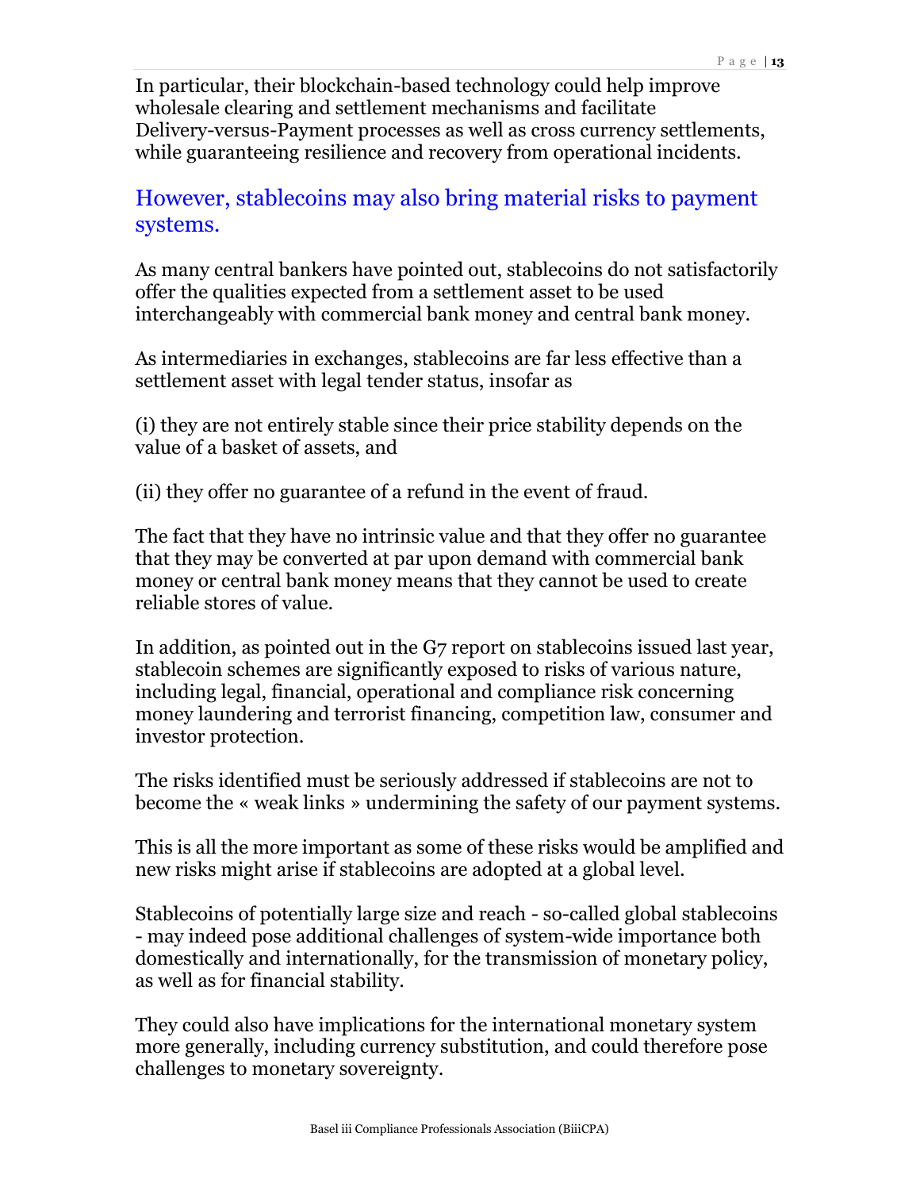In particular, their blockchain-based technology could help improve wholesale clearing and settlement mechanisms and facilitate Delivery-versus-Payment processes as well as cross currency settlements, while guaranteeing resilience and recovery from operational incidents.

## However, stablecoins may also bring material risks to payment systems.

As many central bankers have pointed out, stablecoins do not satisfactorily offer the qualities expected from a settlement asset to be used interchangeably with commercial bank money and central bank money.

As intermediaries in exchanges, stablecoins are far less effective than a settlement asset with legal tender status, insofar as

(i) they are not entirely stable since their price stability depends on the value of a basket of assets, and

(ii) they offer no guarantee of a refund in the event of fraud.

The fact that they have no intrinsic value and that they offer no guarantee that they may be converted at par upon demand with commercial bank money or central bank money means that they cannot be used to create reliable stores of value.

In addition, as pointed out in the G7 report on stablecoins issued last year, stablecoin schemes are significantly exposed to risks of various nature, including legal, financial, operational and compliance risk concerning money laundering and terrorist financing, competition law, consumer and investor protection.

The risks identified must be seriously addressed if stablecoins are not to become the « weak links » undermining the safety of our payment systems.

This is all the more important as some of these risks would be amplified and new risks might arise if stablecoins are adopted at a global level.

Stablecoins of potentially large size and reach - so-called global stablecoins - may indeed pose additional challenges of system-wide importance both domestically and internationally, for the transmission of monetary policy, as well as for financial stability.

They could also have implications for the international monetary system more generally, including currency substitution, and could therefore pose challenges to monetary sovereignty.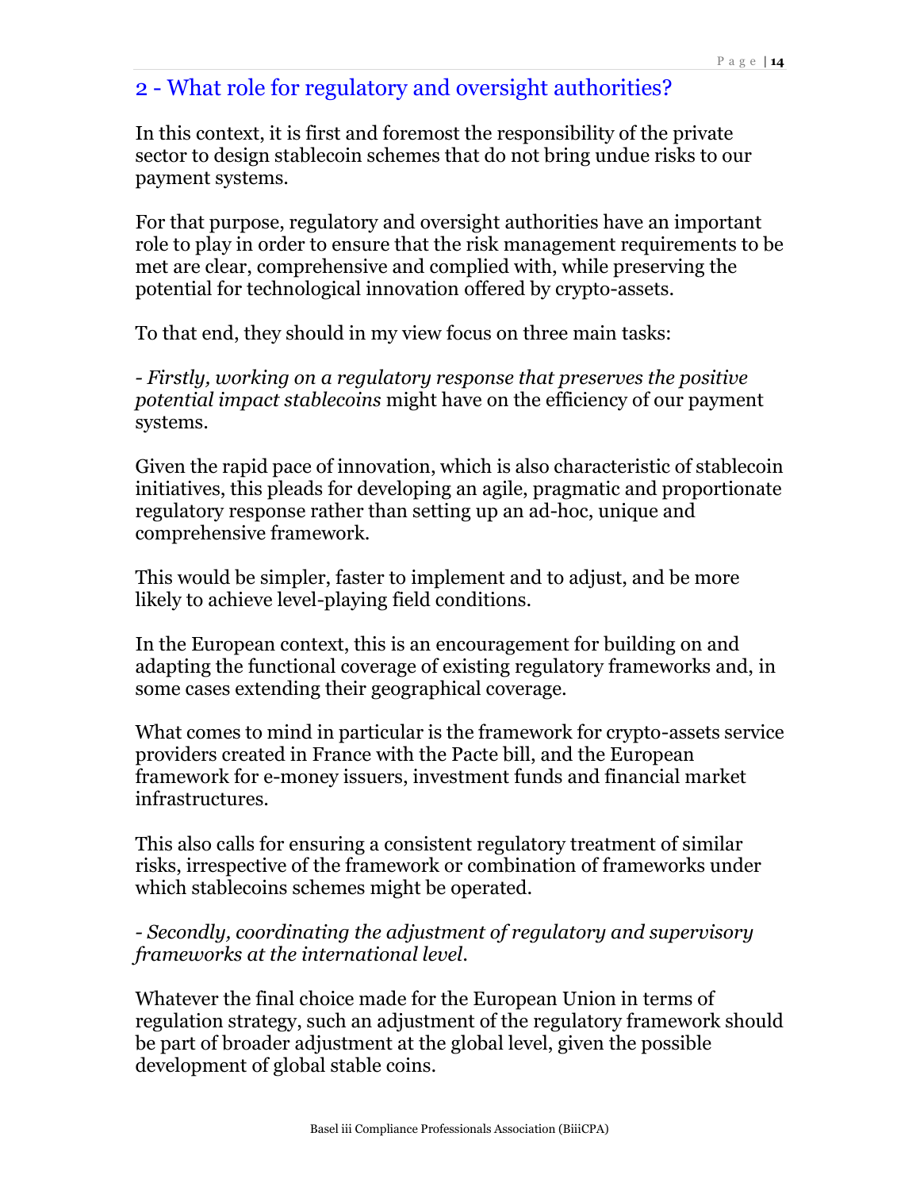## 2 - What role for regulatory and oversight authorities?

In this context, it is first and foremost the responsibility of the private sector to design stablecoin schemes that do not bring undue risks to our payment systems.

For that purpose, regulatory and oversight authorities have an important role to play in order to ensure that the risk management requirements to be met are clear, comprehensive and complied with, while preserving the potential for technological innovation offered by crypto-assets.

To that end, they should in my view focus on three main tasks:

- *Firstly, working on a regulatory response that preserves the positive potential impact stablecoins* might have on the efficiency of our payment systems.

Given the rapid pace of innovation, which is also characteristic of stablecoin initiatives, this pleads for developing an agile, pragmatic and proportionate regulatory response rather than setting up an ad-hoc, unique and comprehensive framework.

This would be simpler, faster to implement and to adjust, and be more likely to achieve level-playing field conditions.

In the European context, this is an encouragement for building on and adapting the functional coverage of existing regulatory frameworks and, in some cases extending their geographical coverage.

What comes to mind in particular is the framework for crypto-assets service providers created in France with the Pacte bill, and the European framework for e-money issuers, investment funds and financial market infrastructures.

This also calls for ensuring a consistent regulatory treatment of similar risks, irrespective of the framework or combination of frameworks under which stablecoins schemes might be operated.

- *Secondly, coordinating the adjustment of regulatory and supervisory frameworks at the international level.*

Whatever the final choice made for the European Union in terms of regulation strategy, such an adjustment of the regulatory framework should be part of broader adjustment at the global level, given the possible development of global stable coins.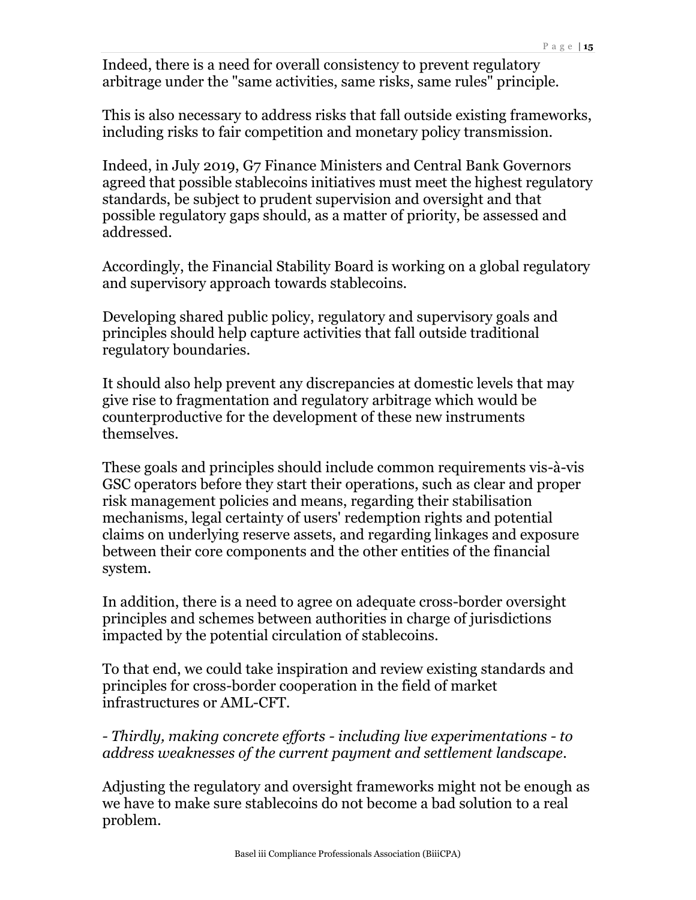Indeed, there is a need for overall consistency to prevent regulatory arbitrage under the "same activities, same risks, same rules" principle.

This is also necessary to address risks that fall outside existing frameworks, including risks to fair competition and monetary policy transmission.

Indeed, in July 2019, G7 Finance Ministers and Central Bank Governors agreed that possible stablecoins initiatives must meet the highest regulatory standards, be subject to prudent supervision and oversight and that possible regulatory gaps should, as a matter of priority, be assessed and addressed.

Accordingly, the Financial Stability Board is working on a global regulatory and supervisory approach towards stablecoins.

Developing shared public policy, regulatory and supervisory goals and principles should help capture activities that fall outside traditional regulatory boundaries.

It should also help prevent any discrepancies at domestic levels that may give rise to fragmentation and regulatory arbitrage which would be counterproductive for the development of these new instruments themselves.

These goals and principles should include common requirements vis-à-vis GSC operators before they start their operations, such as clear and proper risk management policies and means, regarding their stabilisation mechanisms, legal certainty of users' redemption rights and potential claims on underlying reserve assets, and regarding linkages and exposure between their core components and the other entities of the financial system.

In addition, there is a need to agree on adequate cross-border oversight principles and schemes between authorities in charge of jurisdictions impacted by the potential circulation of stablecoins.

To that end, we could take inspiration and review existing standards and principles for cross-border cooperation in the field of market infrastructures or AML-CFT.

*- Thirdly, making concrete efforts - including live experimentations - to address weaknesses of the current payment and settlement landscape.*

Adjusting the regulatory and oversight frameworks might not be enough as we have to make sure stablecoins do not become a bad solution to a real problem.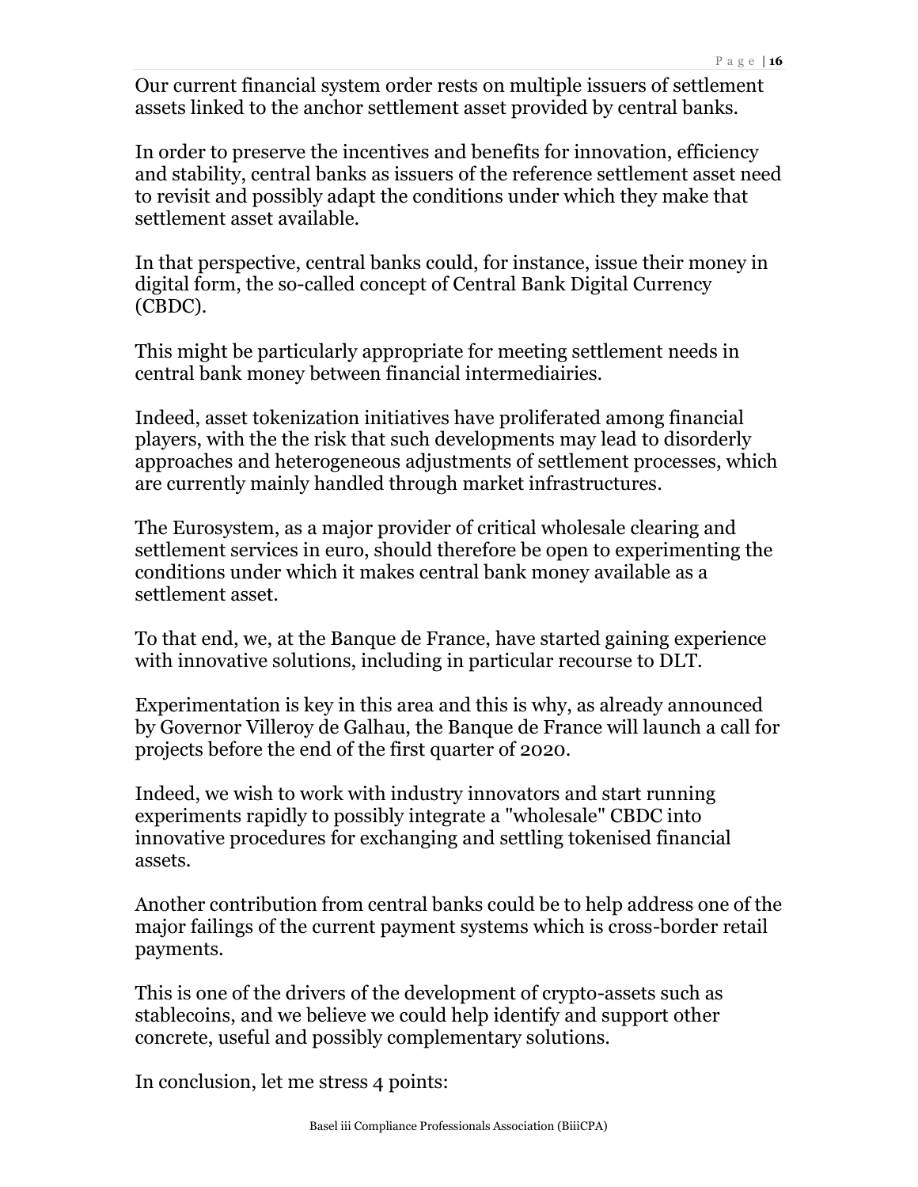Our current financial system order rests on multiple issuers of settlement assets linked to the anchor settlement asset provided by central banks.

In order to preserve the incentives and benefits for innovation, efficiency and stability, central banks as issuers of the reference settlement asset need to revisit and possibly adapt the conditions under which they make that settlement asset available.

In that perspective, central banks could, for instance, issue their money in digital form, the so-called concept of Central Bank Digital Currency (CBDC).

This might be particularly appropriate for meeting settlement needs in central bank money between financial intermediairies.

Indeed, asset tokenization initiatives have proliferated among financial players, with the the risk that such developments may lead to disorderly approaches and heterogeneous adjustments of settlement processes, which are currently mainly handled through market infrastructures.

The Eurosystem, as a major provider of critical wholesale clearing and settlement services in euro, should therefore be open to experimenting the conditions under which it makes central bank money available as a settlement asset.

To that end, we, at the Banque de France, have started gaining experience with innovative solutions, including in particular recourse to DLT.

Experimentation is key in this area and this is why, as already announced by Governor Villeroy de Galhau, the Banque de France will launch a call for projects before the end of the first quarter of 2020.

Indeed, we wish to work with industry innovators and start running experiments rapidly to possibly integrate a "wholesale" CBDC into innovative procedures for exchanging and settling tokenised financial assets.

Another contribution from central banks could be to help address one of the major failings of the current payment systems which is cross-border retail payments.

This is one of the drivers of the development of crypto-assets such as stablecoins, and we believe we could help identify and support other concrete, useful and possibly complementary solutions.

In conclusion, let me stress 4 points: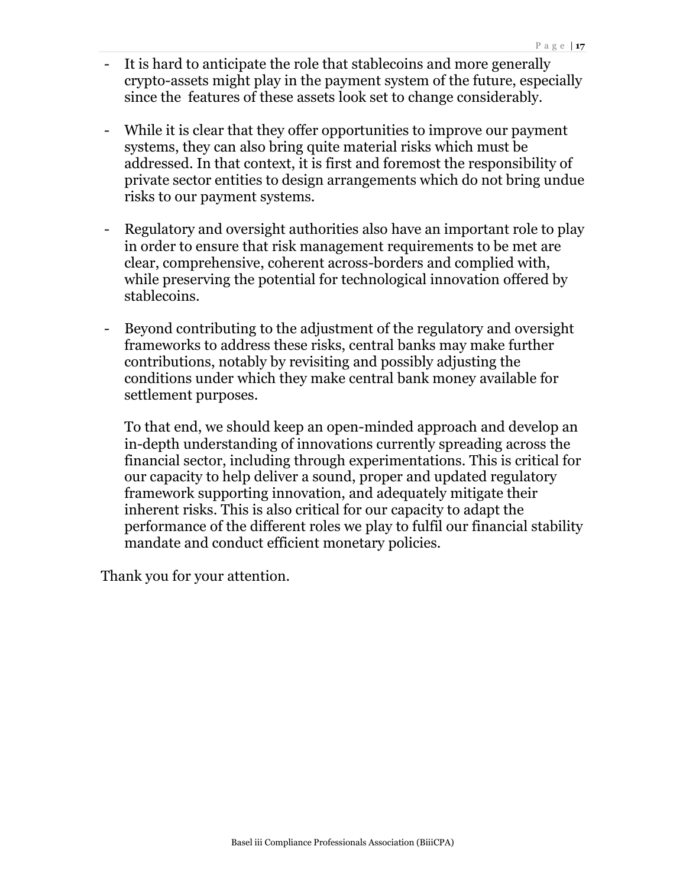- It is hard to anticipate the role that stablecoins and more generally crypto-assets might play in the payment system of the future, especially since the features of these assets look set to change considerably.

- While it is clear that they offer opportunities to improve our payment systems, they can also bring quite material risks which must be addressed. In that context, it is first and foremost the responsibility of private sector entities to design arrangements which do not bring undue risks to our payment systems.

- Regulatory and oversight authorities also have an important role to play in order to ensure that risk management requirements to be met are clear, comprehensive, coherent across-borders and complied with, while preserving the potential for technological innovation offered by stablecoins.

- Beyond contributing to the adjustment of the regulatory and oversight frameworks to address these risks, central banks may make further contributions, notably by revisiting and possibly adjusting the conditions under which they make central bank money available for settlement purposes.

  To that end, we should keep an open-minded approach and develop an in-depth understanding of innovations currently spreading across the financial sector, including through experimentations. This is critical for our capacity to help deliver a sound, proper and updated regulatory framework supporting innovation, and adequately mitigate their inherent risks. This is also critical for our capacity to adapt the performance of the different roles we play to fulfil our financial stability mandate and conduct efficient monetary policies.

Thank you for your attention.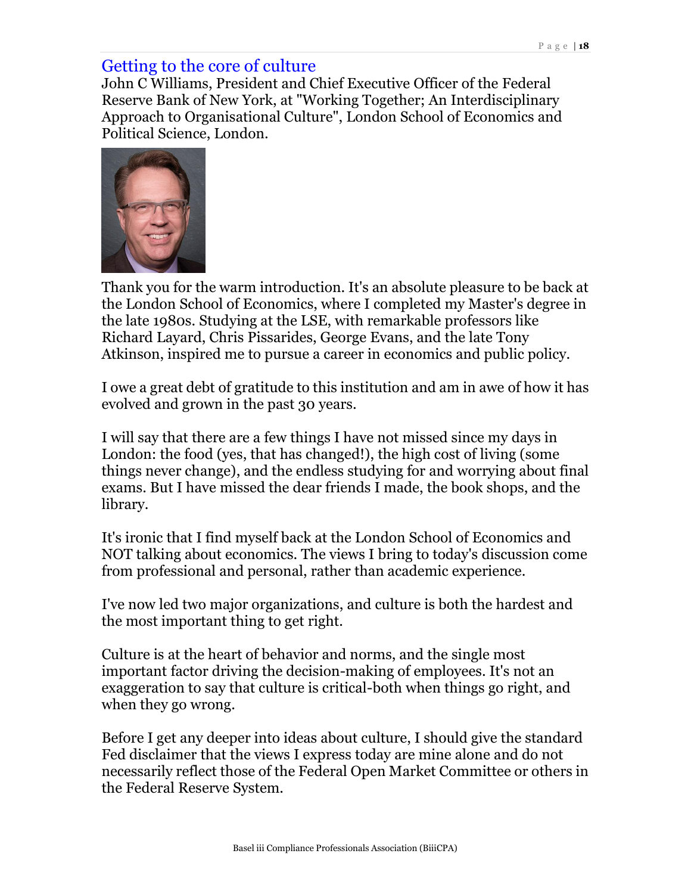## Getting to the core of culture

John C Williams, President and Chief Executive Officer of the Federal Reserve Bank of New York, at "Working Together; An Interdisciplinary Approach to Organisational Culture", London School of Economics and Political Science, London.

Thank you for the warm introduction. It's an absolute pleasure to be back at the London School of Economics, where I completed my Master's degree in the late 1980s. Studying at the LSE, with remarkable professors like Richard Layard, Chris Pissarides, George Evans, and the late Tony Atkinson, inspired me to pursue a career in economics and public policy.

I owe a great debt of gratitude to this institution and am in awe of how it has evolved and grown in the past 30 years.

I will say that there are a few things I have not missed since my days in London: the food (yes, that has changed!), the high cost of living (some things never change), and the endless studying for and worrying about final exams. But I have missed the dear friends I made, the book shops, and the library.

It's ironic that I find myself back at the London School of Economics and NOT talking about economics. The views I bring to today's discussion come from professional and personal, rather than academic experience.

I've now led two major organizations, and culture is both the hardest and the most important thing to get right.

Culture is at the heart of behavior and norms, and the single most important factor driving the decision-making of employees. It's not an exaggeration to say that culture is critical-both when things go right, and when they go wrong.

Before I get any deeper into ideas about culture, I should give the standard Fed disclaimer that the views I express today are mine alone and do not necessarily reflect those of the Federal Open Market Committee or others in the Federal Reserve System.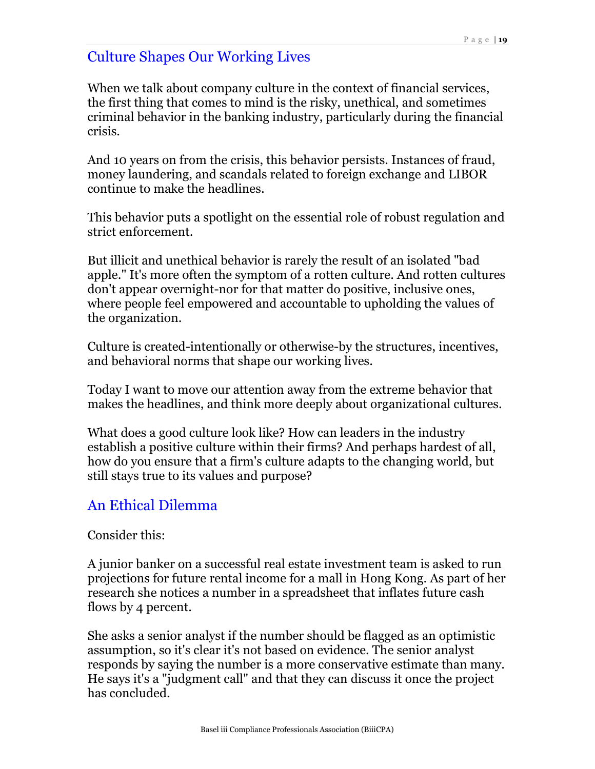## Culture Shapes Our Working Lives

When we talk about company culture in the context of financial services, the first thing that comes to mind is the risky, unethical, and sometimes criminal behavior in the banking industry, particularly during the financial crisis.

And 10 years on from the crisis, this behavior persists. Instances of fraud, money laundering, and scandals related to foreign exchange and LIBOR continue to make the headlines.

This behavior puts a spotlight on the essential role of robust regulation and strict enforcement.

But illicit and unethical behavior is rarely the result of an isolated "bad apple." It's more often the symptom of a rotten culture. And rotten cultures don't appear overnight-nor for that matter do positive, inclusive ones, where people feel empowered and accountable to upholding the values of the organization.

Culture is created-intentionally or otherwise-by the structures, incentives, and behavioral norms that shape our working lives.

Today I want to move our attention away from the extreme behavior that makes the headlines, and think more deeply about organizational cultures.

What does a good culture look like? How can leaders in the industry establish a positive culture within their firms? And perhaps hardest of all, how do you ensure that a firm's culture adapts to the changing world, but still stays true to its values and purpose?

## An Ethical Dilemma

Consider this:

A junior banker on a successful real estate investment team is asked to run projections for future rental income for a mall in Hong Kong. As part of her research she notices a number in a spreadsheet that inflates future cash flows by 4 percent.

She asks a senior analyst if the number should be flagged as an optimistic assumption, so it's clear it's not based on evidence. The senior analyst responds by saying the number is a more conservative estimate than many. He says it's a "judgment call" and that they can discuss it once the project has concluded.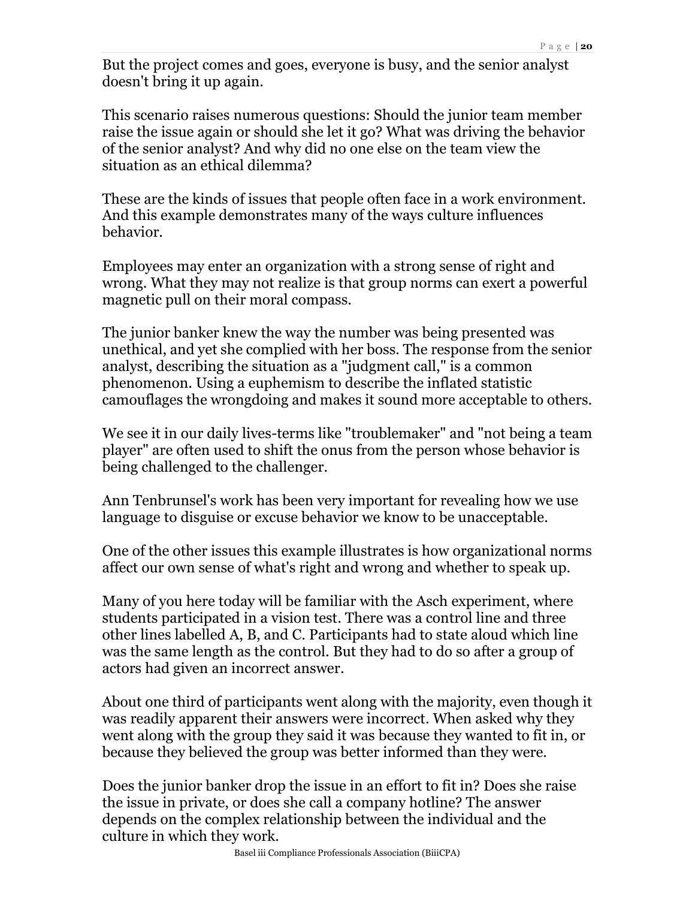But the project comes and goes, everyone is busy, and the senior analyst doesn't bring it up again.

This scenario raises numerous questions: Should the junior team member raise the issue again or should she let it go? What was driving the behavior of the senior analyst? And why did no one else on the team view the situation as an ethical dilemma?

These are the kinds of issues that people often face in a work environment. And this example demonstrates many of the ways culture influences behavior.

Employees may enter an organization with a strong sense of right and wrong. What they may not realize is that group norms can exert a powerful magnetic pull on their moral compass.

The junior banker knew the way the number was being presented was unethical, and yet she complied with her boss. The response from the senior analyst, describing the situation as a "judgment call," is a common phenomenon. Using a euphemism to describe the inflated statistic camouflages the wrongdoing and makes it sound more acceptable to others.

We see it in our daily lives-terms like "troublemaker" and "not being a team player" are often used to shift the onus from the person whose behavior is being challenged to the challenger.

Ann Tenbrunsel's work has been very important for revealing how we use language to disguise or excuse behavior we know to be unacceptable.

One of the other issues this example illustrates is how organizational norms affect our own sense of what's right and wrong and whether to speak up.

Many of you here today will be familiar with the Asch experiment, where students participated in a vision test. There was a control line and three other lines labelled A, B, and C. Participants had to state aloud which line was the same length as the control. But they had to do so after a group of actors had given an incorrect answer.

About one third of participants went along with the majority, even though it was readily apparent their answers were incorrect. When asked why they went along with the group they said it was because they wanted to fit in, or because they believed the group was better informed than they were.

Does the junior banker drop the issue in an effort to fit in? Does she raise the issue in private, or does she call a company hotline? The answer depends on the complex relationship between the individual and the culture in which they work.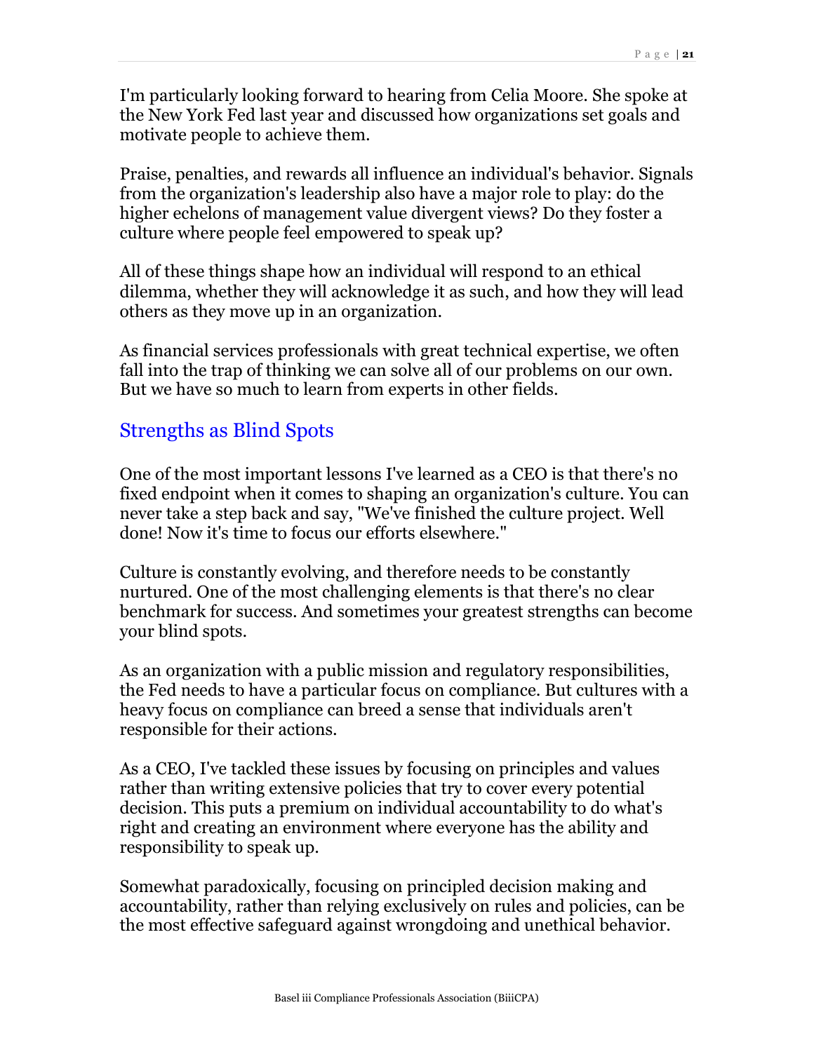I'm particularly looking forward to hearing from Celia Moore. She spoke at the New York Fed last year and discussed how organizations set goals and motivate people to achieve them.

Praise, penalties, and rewards all influence an individual's behavior. Signals from the organization's leadership also have a major role to play: do the higher echelons of management value divergent views? Do they foster a culture where people feel empowered to speak up?

All of these things shape how an individual will respond to an ethical dilemma, whether they will acknowledge it as such, and how they will lead others as they move up in an organization.

As financial services professionals with great technical expertise, we often fall into the trap of thinking we can solve all of our problems on our own. But we have so much to learn from experts in other fields.

## Strengths as Blind Spots

One of the most important lessons I've learned as a CEO is that there's no fixed endpoint when it comes to shaping an organization's culture. You can never take a step back and say, "We've finished the culture project. Well done! Now it's time to focus our efforts elsewhere."

Culture is constantly evolving, and therefore needs to be constantly nurtured. One of the most challenging elements is that there's no clear benchmark for success. And sometimes your greatest strengths can become your blind spots.

As an organization with a public mission and regulatory responsibilities, the Fed needs to have a particular focus on compliance. But cultures with a heavy focus on compliance can breed a sense that individuals aren't responsible for their actions.

As a CEO, I've tackled these issues by focusing on principles and values rather than writing extensive policies that try to cover every potential decision. This puts a premium on individual accountability to do what's right and creating an environment where everyone has the ability and responsibility to speak up.

Somewhat paradoxically, focusing on principled decision making and accountability, rather than relying exclusively on rules and policies, can be the most effective safeguard against wrongdoing and unethical behavior.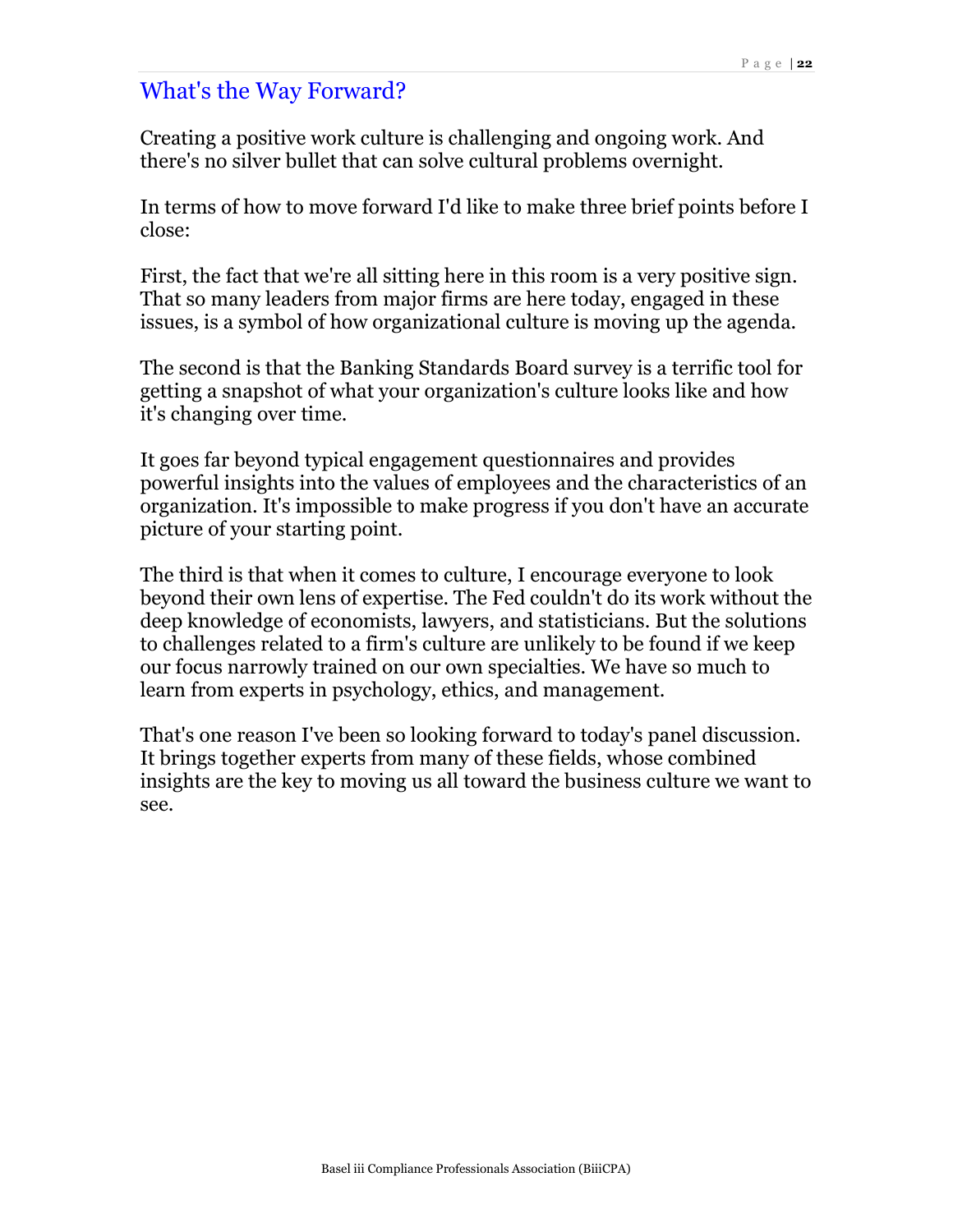## What's the Way Forward?

Creating a positive work culture is challenging and ongoing work. And there's no silver bullet that can solve cultural problems overnight.

In terms of how to move forward I'd like to make three brief points before I close:

First, the fact that we're all sitting here in this room is a very positive sign. That so many leaders from major firms are here today, engaged in these issues, is a symbol of how organizational culture is moving up the agenda.

The second is that the Banking Standards Board survey is a terrific tool for getting a snapshot of what your organization's culture looks like and how it's changing over time.

It goes far beyond typical engagement questionnaires and provides powerful insights into the values of employees and the characteristics of an organization. It's impossible to make progress if you don't have an accurate picture of your starting point.

The third is that when it comes to culture, I encourage everyone to look beyond their own lens of expertise. The Fed couldn't do its work without the deep knowledge of economists, lawyers, and statisticians. But the solutions to challenges related to a firm's culture are unlikely to be found if we keep our focus narrowly trained on our own specialties. We have so much to learn from experts in psychology, ethics, and management.

That's one reason I've been so looking forward to today's panel discussion. It brings together experts from many of these fields, whose combined insights are the key to moving us all toward the business culture we want to see.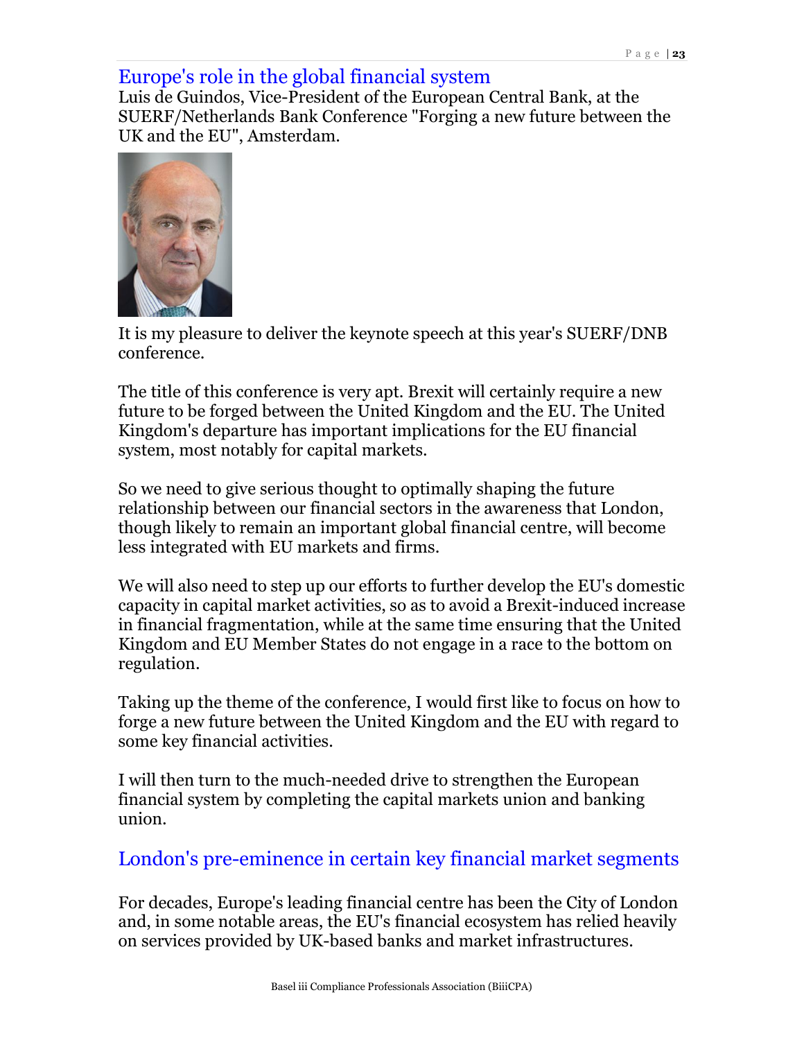## Europe's role in the global financial system

Luis de Guindos, Vice-President of the European Central Bank, at the SUERF/Netherlands Bank Conference "Forging a new future between the UK and the EU", Amsterdam.

It is my pleasure to deliver the keynote speech at this year's SUERF/DNB conference.

The title of this conference is very apt. Brexit will certainly require a new future to be forged between the United Kingdom and the EU. The United Kingdom's departure has important implications for the EU financial system, most notably for capital markets.

So we need to give serious thought to optimally shaping the future relationship between our financial sectors in the awareness that London, though likely to remain an important global financial centre, will become less integrated with EU markets and firms.

We will also need to step up our efforts to further develop the EU's domestic capacity in capital market activities, so as to avoid a Brexit-induced increase in financial fragmentation, while at the same time ensuring that the United Kingdom and EU Member States do not engage in a race to the bottom on regulation.

Taking up the theme of the conference, I would first like to focus on how to forge a new future between the United Kingdom and the EU with regard to some key financial activities.

I will then turn to the much-needed drive to strengthen the European financial system by completing the capital markets union and banking union.

## London's pre-eminence in certain key financial market segments

For decades, Europe's leading financial centre has been the City of London and, in some notable areas, the EU's financial ecosystem has relied heavily on services provided by UK-based banks and market infrastructures.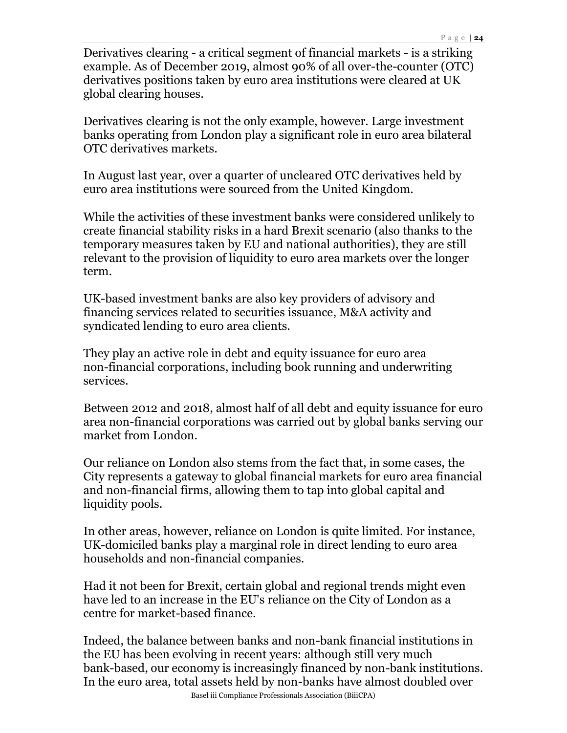Derivatives clearing - a critical segment of financial markets - is a striking example. As of December 2019, almost 90% of all over-the-counter (OTC) derivatives positions taken by euro area institutions were cleared at UK global clearing houses.

Derivatives clearing is not the only example, however. Large investment banks operating from London play a significant role in euro area bilateral OTC derivatives markets.

In August last year, over a quarter of uncleared OTC derivatives held by euro area institutions were sourced from the United Kingdom.

While the activities of these investment banks were considered unlikely to create financial stability risks in a hard Brexit scenario (also thanks to the temporary measures taken by EU and national authorities), they are still relevant to the provision of liquidity to euro area markets over the longer term.

UK-based investment banks are also key providers of advisory and financing services related to securities issuance, M&A activity and syndicated lending to euro area clients.

They play an active role in debt and equity issuance for euro area non-financial corporations, including book running and underwriting services.

Between 2012 and 2018, almost half of all debt and equity issuance for euro area non-financial corporations was carried out by global banks serving our market from London.

Our reliance on London also stems from the fact that, in some cases, the City represents a gateway to global financial markets for euro area financial and non-financial firms, allowing them to tap into global capital and liquidity pools.

In other areas, however, reliance on London is quite limited. For instance, UK-domiciled banks play a marginal role in direct lending to euro area households and non-financial companies.

Had it not been for Brexit, certain global and regional trends might even have led to an increase in the EU's reliance on the City of London as a centre for market-based finance.

Indeed, the balance between banks and non-bank financial institutions in the EU has been evolving in recent years: although still very much bank-based, our economy is increasingly financed by non-bank institutions. In the euro area, total assets held by non-banks have almost doubled over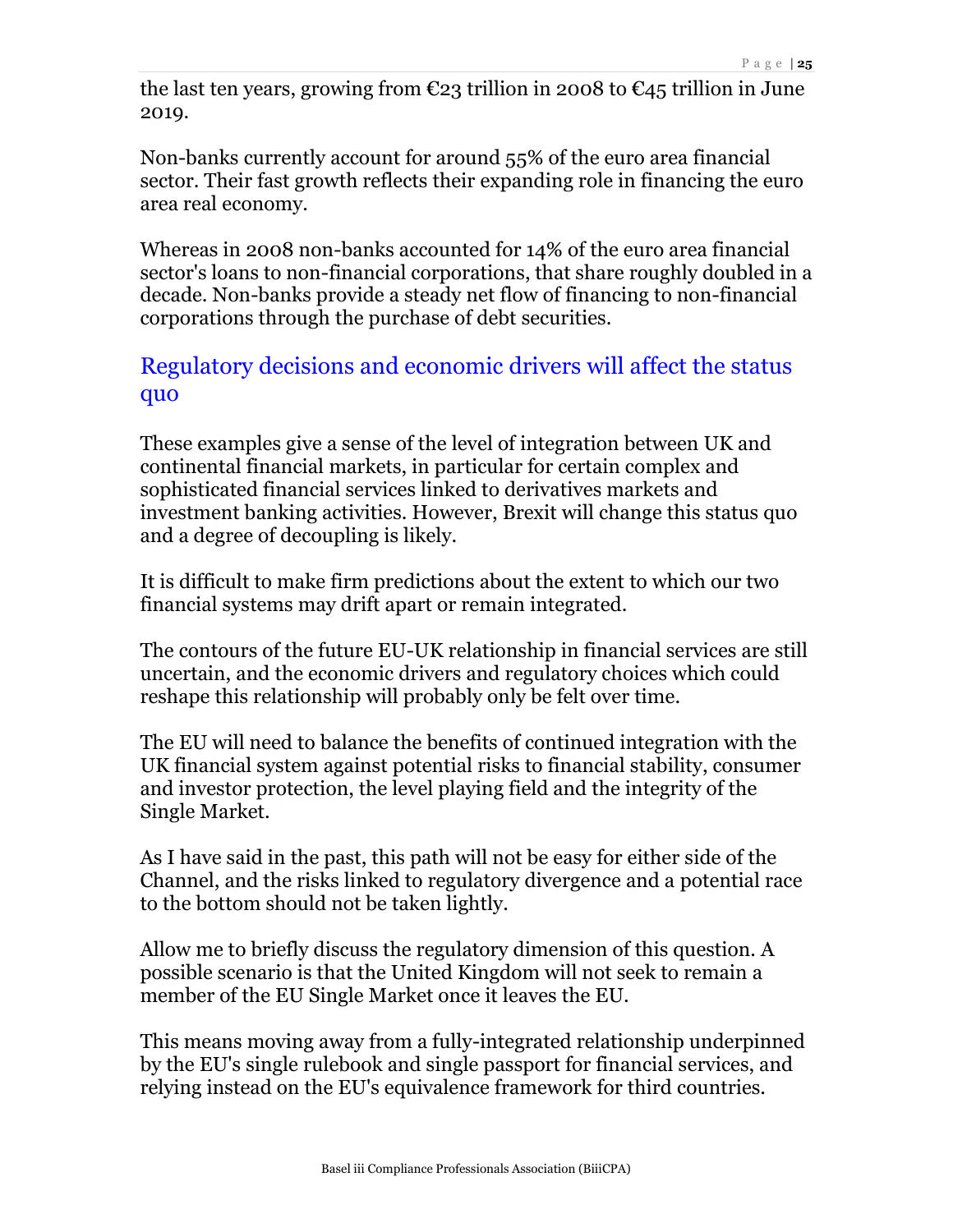the last ten years, growing from €23 trillion in 2008 to €45 trillion in June 2019.

Non-banks currently account for around 55% of the euro area financial sector. Their fast growth reflects their expanding role in financing the euro area real economy.

Whereas in 2008 non-banks accounted for 14% of the euro area financial sector's loans to non-financial corporations, that share roughly doubled in a decade. Non-banks provide a steady net flow of financing to non-financial corporations through the purchase of debt securities.

## Regulatory decisions and economic drivers will affect the status quo

These examples give a sense of the level of integration between UK and continental financial markets, in particular for certain complex and sophisticated financial services linked to derivatives markets and investment banking activities. However, Brexit will change this status quo and a degree of decoupling is likely.

It is difficult to make firm predictions about the extent to which our two financial systems may drift apart or remain integrated.

The contours of the future EU-UK relationship in financial services are still uncertain, and the economic drivers and regulatory choices which could reshape this relationship will probably only be felt over time.

The EU will need to balance the benefits of continued integration with the UK financial system against potential risks to financial stability, consumer and investor protection, the level playing field and the integrity of the Single Market.

As I have said in the past, this path will not be easy for either side of the Channel, and the risks linked to regulatory divergence and a potential race to the bottom should not be taken lightly.

Allow me to briefly discuss the regulatory dimension of this question. A possible scenario is that the United Kingdom will not seek to remain a member of the EU Single Market once it leaves the EU.

This means moving away from a fully-integrated relationship underpinned by the EU's single rulebook and single passport for financial services, and relying instead on the EU's equivalence framework for third countries.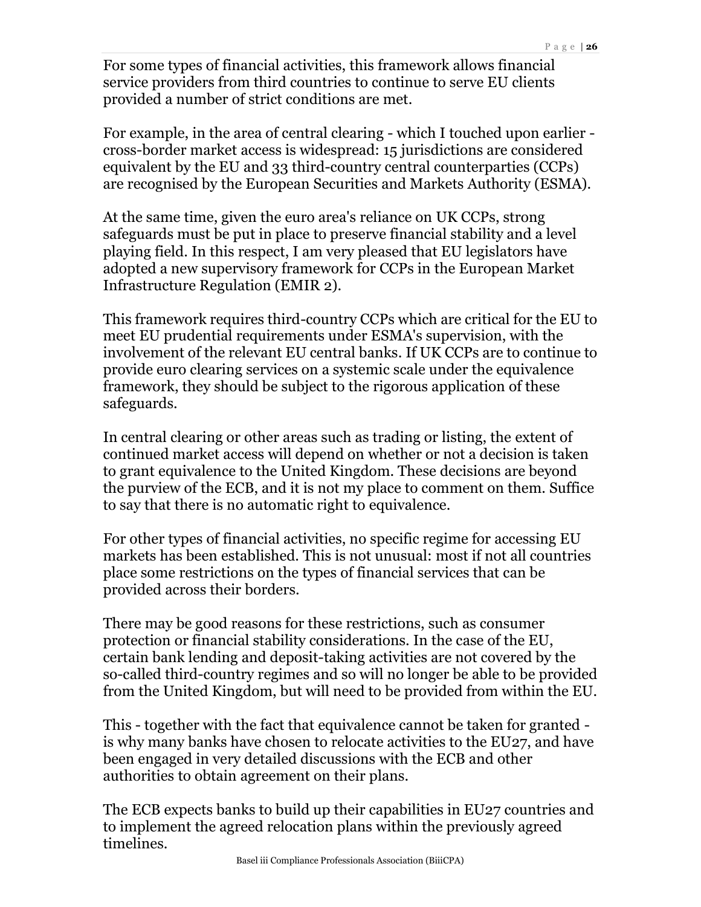For some types of financial activities, this framework allows financial service providers from third countries to continue to serve EU clients provided a number of strict conditions are met.

For example, in the area of central clearing - which I touched upon earlier - cross-border market access is widespread: 15 jurisdictions are considered equivalent by the EU and 33 third-country central counterparties (CCPs) are recognised by the European Securities and Markets Authority (ESMA).

At the same time, given the euro area's reliance on UK CCPs, strong safeguards must be put in place to preserve financial stability and a level playing field. In this respect, I am very pleased that EU legislators have adopted a new supervisory framework for CCPs in the European Market Infrastructure Regulation (EMIR 2).

This framework requires third-country CCPs which are critical for the EU to meet EU prudential requirements under ESMA's supervision, with the involvement of the relevant EU central banks. If UK CCPs are to continue to provide euro clearing services on a systemic scale under the equivalence framework, they should be subject to the rigorous application of these safeguards.

In central clearing or other areas such as trading or listing, the extent of continued market access will depend on whether or not a decision is taken to grant equivalence to the United Kingdom. These decisions are beyond the purview of the ECB, and it is not my place to comment on them. Suffice to say that there is no automatic right to equivalence.

For other types of financial activities, no specific regime for accessing EU markets has been established. This is not unusual: most if not all countries place some restrictions on the types of financial services that can be provided across their borders.

There may be good reasons for these restrictions, such as consumer protection or financial stability considerations. In the case of the EU, certain bank lending and deposit-taking activities are not covered by the so-called third-country regimes and so will no longer be able to be provided from the United Kingdom, but will need to be provided from within the EU.

This - together with the fact that equivalence cannot be taken for granted - is why many banks have chosen to relocate activities to the EU27, and have been engaged in very detailed discussions with the ECB and other authorities to obtain agreement on their plans.

The ECB expects banks to build up their capabilities in EU27 countries and to implement the agreed relocation plans within the previously agreed timelines.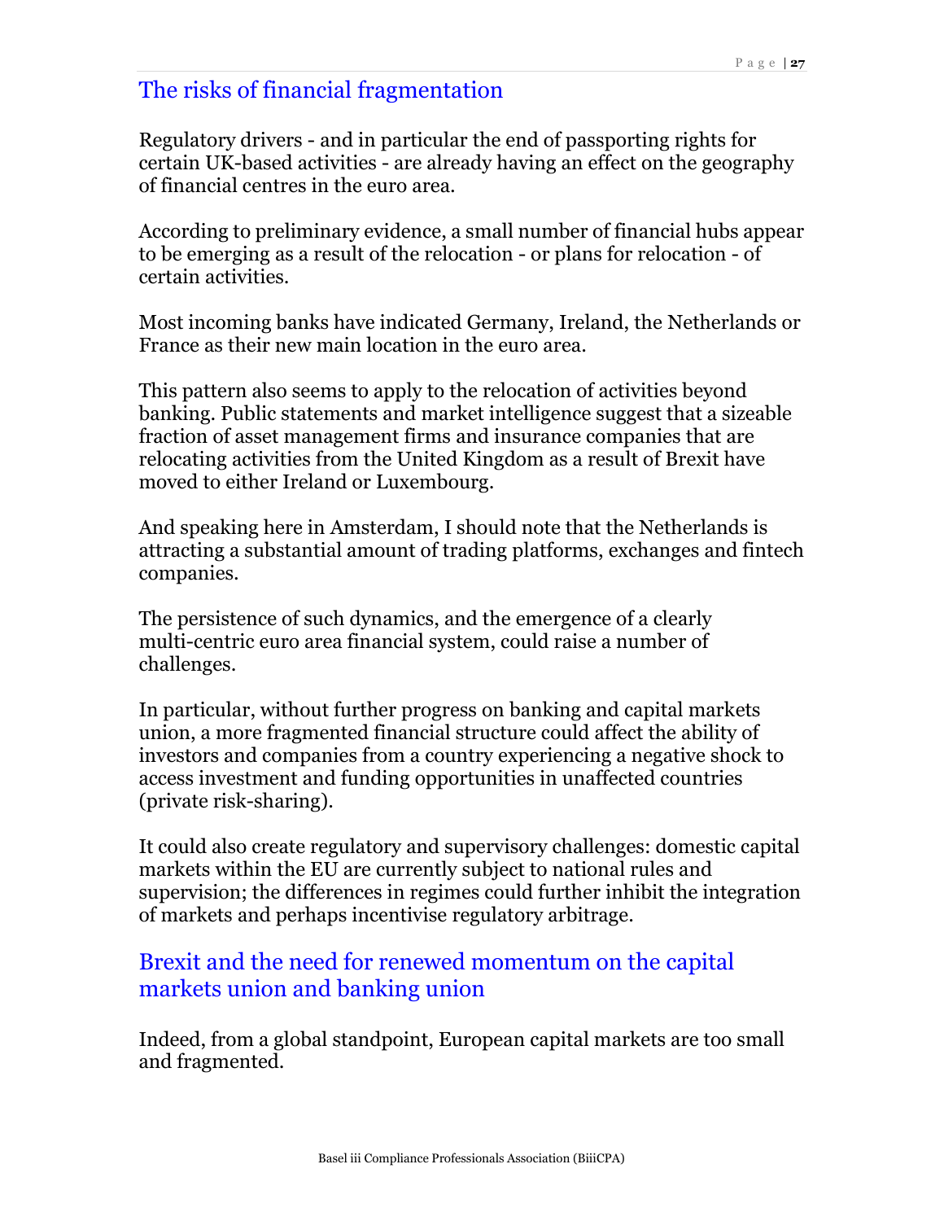## The risks of financial fragmentation

Regulatory drivers - and in particular the end of passporting rights for certain UK-based activities - are already having an effect on the geography of financial centres in the euro area.

According to preliminary evidence, a small number of financial hubs appear to be emerging as a result of the relocation - or plans for relocation - of certain activities.

Most incoming banks have indicated Germany, Ireland, the Netherlands or France as their new main location in the euro area.

This pattern also seems to apply to the relocation of activities beyond banking. Public statements and market intelligence suggest that a sizeable fraction of asset management firms and insurance companies that are relocating activities from the United Kingdom as a result of Brexit have moved to either Ireland or Luxembourg.

And speaking here in Amsterdam, I should note that the Netherlands is attracting a substantial amount of trading platforms, exchanges and fintech companies.

The persistence of such dynamics, and the emergence of a clearly multi-centric euro area financial system, could raise a number of challenges.

In particular, without further progress on banking and capital markets union, a more fragmented financial structure could affect the ability of investors and companies from a country experiencing a negative shock to access investment and funding opportunities in unaffected countries (private risk-sharing).

It could also create regulatory and supervisory challenges: domestic capital markets within the EU are currently subject to national rules and supervision; the differences in regimes could further inhibit the integration of markets and perhaps incentivise regulatory arbitrage.

## Brexit and the need for renewed momentum on the capital markets union and banking union

Indeed, from a global standpoint, European capital markets are too small and fragmented.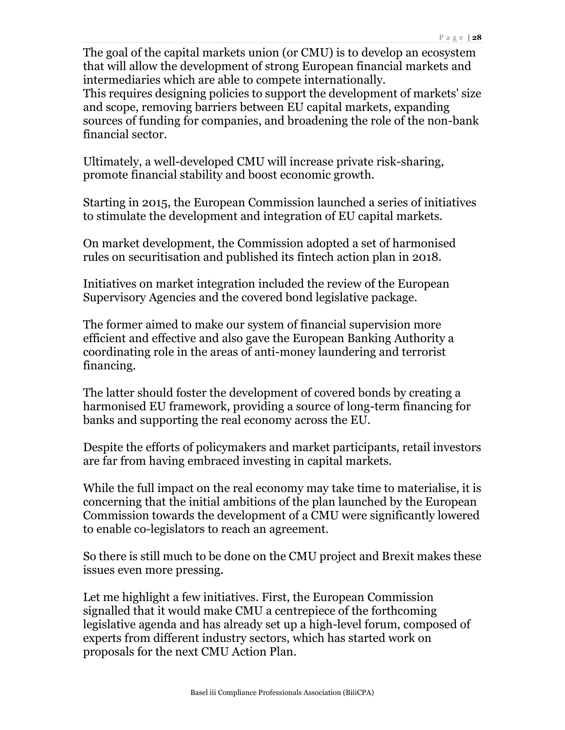The goal of the capital markets union (or CMU) is to develop an ecosystem that will allow the development of strong European financial markets and intermediaries which are able to compete internationally.
This requires designing policies to support the development of markets' size and scope, removing barriers between EU capital markets, expanding sources of funding for companies, and broadening the role of the non-bank financial sector.

Ultimately, a well-developed CMU will increase private risk-sharing, promote financial stability and boost economic growth.

Starting in 2015, the European Commission launched a series of initiatives to stimulate the development and integration of EU capital markets.

On market development, the Commission adopted a set of harmonised rules on securitisation and published its fintech action plan in 2018.

Initiatives on market integration included the review of the European Supervisory Agencies and the covered bond legislative package.

The former aimed to make our system of financial supervision more efficient and effective and also gave the European Banking Authority a coordinating role in the areas of anti-money laundering and terrorist financing.

The latter should foster the development of covered bonds by creating a harmonised EU framework, providing a source of long-term financing for banks and supporting the real economy across the EU.

Despite the efforts of policymakers and market participants, retail investors are far from having embraced investing in capital markets.

While the full impact on the real economy may take time to materialise, it is concerning that the initial ambitions of the plan launched by the European Commission towards the development of a CMU were significantly lowered to enable co-legislators to reach an agreement.

So there is still much to be done on the CMU project and Brexit makes these issues even more pressing.

Let me highlight a few initiatives. First, the European Commission signalled that it would make CMU a centrepiece of the forthcoming legislative agenda and has already set up a high-level forum, composed of experts from different industry sectors, which has started work on proposals for the next CMU Action Plan.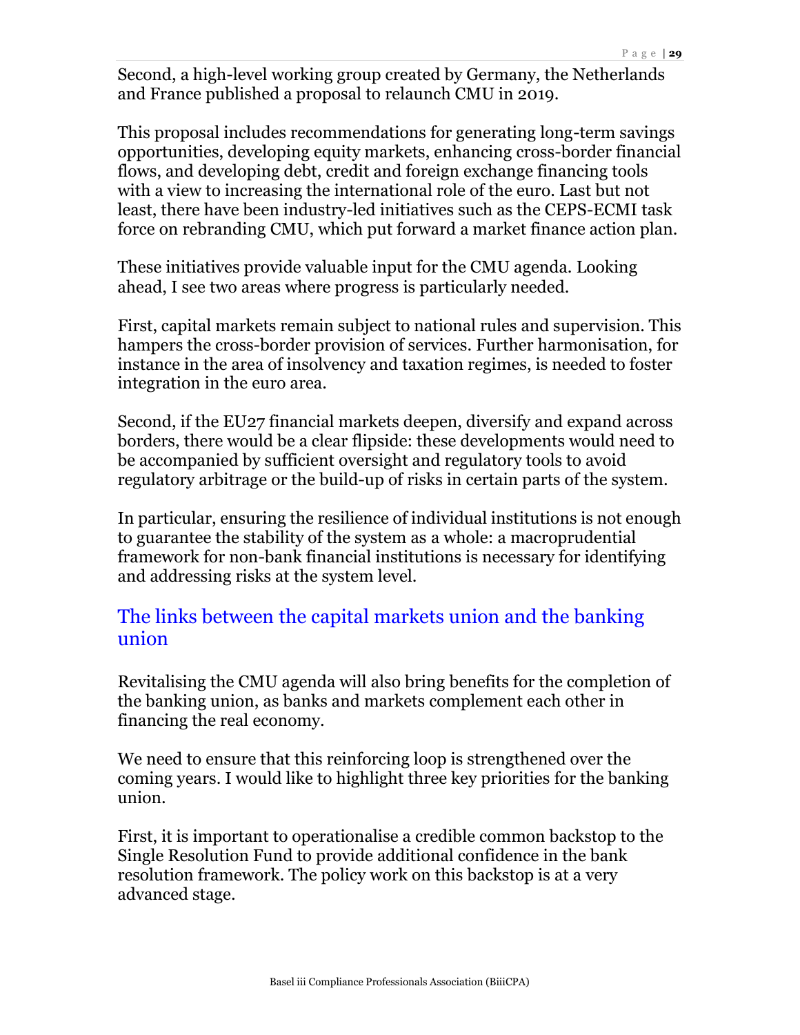Second, a high-level working group created by Germany, the Netherlands and France published a proposal to relaunch CMU in 2019.

This proposal includes recommendations for generating long-term savings opportunities, developing equity markets, enhancing cross-border financial flows, and developing debt, credit and foreign exchange financing tools with a view to increasing the international role of the euro. Last but not least, there have been industry-led initiatives such as the CEPS-ECMI task force on rebranding CMU, which put forward a market finance action plan.

These initiatives provide valuable input for the CMU agenda. Looking ahead, I see two areas where progress is particularly needed.

First, capital markets remain subject to national rules and supervision. This hampers the cross-border provision of services. Further harmonisation, for instance in the area of insolvency and taxation regimes, is needed to foster integration in the euro area.

Second, if the EU27 financial markets deepen, diversify and expand across borders, there would be a clear flipside: these developments would need to be accompanied by sufficient oversight and regulatory tools to avoid regulatory arbitrage or the build-up of risks in certain parts of the system.

In particular, ensuring the resilience of individual institutions is not enough to guarantee the stability of the system as a whole: a macroprudential framework for non-bank financial institutions is necessary for identifying and addressing risks at the system level.

## The links between the capital markets union and the banking union

Revitalising the CMU agenda will also bring benefits for the completion of the banking union, as banks and markets complement each other in financing the real economy.

We need to ensure that this reinforcing loop is strengthened over the coming years. I would like to highlight three key priorities for the banking union.

First, it is important to operationalise a credible common backstop to the Single Resolution Fund to provide additional confidence in the bank resolution framework. The policy work on this backstop is at a very advanced stage.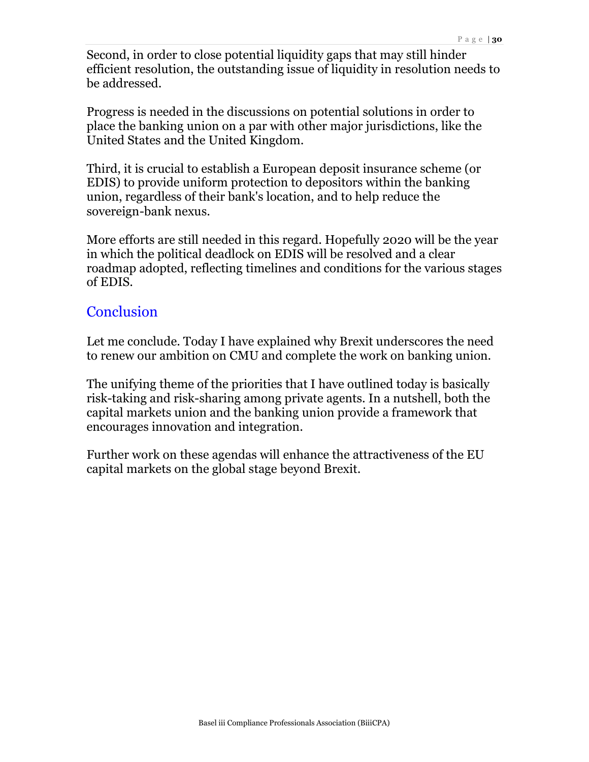Second, in order to close potential liquidity gaps that may still hinder efficient resolution, the outstanding issue of liquidity in resolution needs to be addressed.

Progress is needed in the discussions on potential solutions in order to place the banking union on a par with other major jurisdictions, like the United States and the United Kingdom.

Third, it is crucial to establish a European deposit insurance scheme (or EDIS) to provide uniform protection to depositors within the banking union, regardless of their bank's location, and to help reduce the sovereign-bank nexus.

More efforts are still needed in this regard. Hopefully 2020 will be the year in which the political deadlock on EDIS will be resolved and a clear roadmap adopted, reflecting timelines and conditions for the various stages of EDIS.

## Conclusion

Let me conclude. Today I have explained why Brexit underscores the need to renew our ambition on CMU and complete the work on banking union.

The unifying theme of the priorities that I have outlined today is basically risk-taking and risk-sharing among private agents. In a nutshell, both the capital markets union and the banking union provide a framework that encourages innovation and integration.

Further work on these agendas will enhance the attractiveness of the EU capital markets on the global stage beyond Brexit.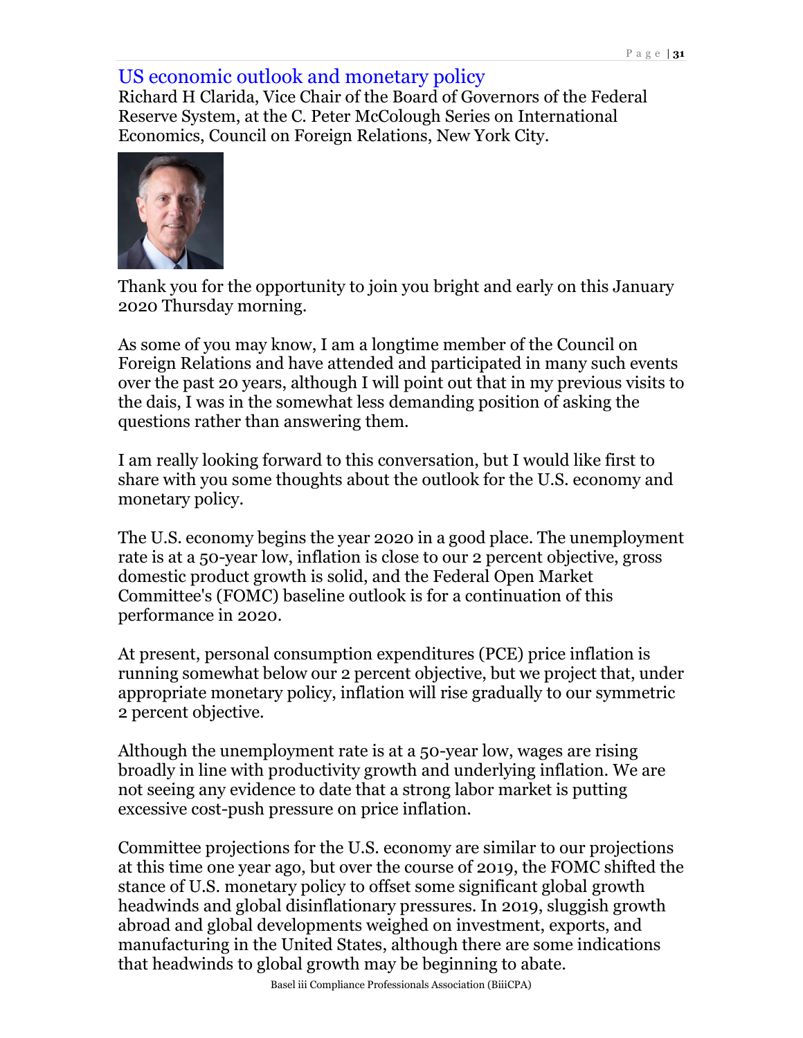## US economic outlook and monetary policy

Richard H Clarida, Vice Chair of the Board of Governors of the Federal Reserve System, at the C. Peter McColough Series on International Economics, Council on Foreign Relations, New York City.

Thank you for the opportunity to join you bright and early on this January 2020 Thursday morning.

As some of you may know, I am a longtime member of the Council on Foreign Relations and have attended and participated in many such events over the past 20 years, although I will point out that in my previous visits to the dais, I was in the somewhat less demanding position of asking the questions rather than answering them.

I am really looking forward to this conversation, but I would like first to share with you some thoughts about the outlook for the U.S. economy and monetary policy.

The U.S. economy begins the year 2020 in a good place. The unemployment rate is at a 50-year low, inflation is close to our 2 percent objective, gross domestic product growth is solid, and the Federal Open Market Committee's (FOMC) baseline outlook is for a continuation of this performance in 2020.

At present, personal consumption expenditures (PCE) price inflation is running somewhat below our 2 percent objective, but we project that, under appropriate monetary policy, inflation will rise gradually to our symmetric 2 percent objective.

Although the unemployment rate is at a 50-year low, wages are rising broadly in line with productivity growth and underlying inflation. We are not seeing any evidence to date that a strong labor market is putting excessive cost-push pressure on price inflation.

Committee projections for the U.S. economy are similar to our projections at this time one year ago, but over the course of 2019, the FOMC shifted the stance of U.S. monetary policy to offset some significant global growth headwinds and global disinflationary pressures. In 2019, sluggish growth abroad and global developments weighed on investment, exports, and manufacturing in the United States, although there are some indications that headwinds to global growth may be beginning to abate.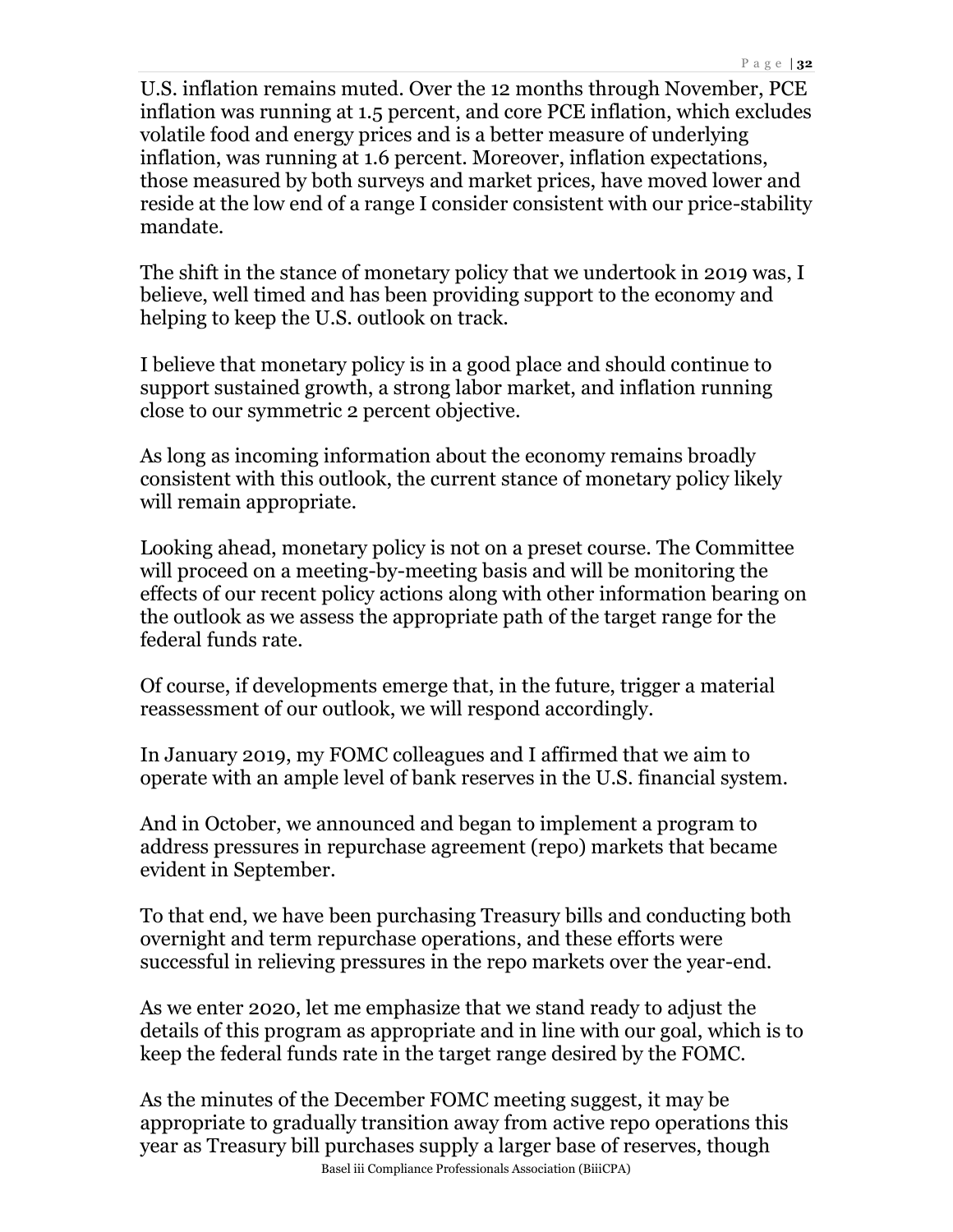U.S. inflation remains muted. Over the 12 months through November, PCE inflation was running at 1.5 percent, and core PCE inflation, which excludes volatile food and energy prices and is a better measure of underlying inflation, was running at 1.6 percent. Moreover, inflation expectations, those measured by both surveys and market prices, have moved lower and reside at the low end of a range I consider consistent with our price-stability mandate.

The shift in the stance of monetary policy that we undertook in 2019 was, I believe, well timed and has been providing support to the economy and helping to keep the U.S. outlook on track.

I believe that monetary policy is in a good place and should continue to support sustained growth, a strong labor market, and inflation running close to our symmetric 2 percent objective.

As long as incoming information about the economy remains broadly consistent with this outlook, the current stance of monetary policy likely will remain appropriate.

Looking ahead, monetary policy is not on a preset course. The Committee will proceed on a meeting-by-meeting basis and will be monitoring the effects of our recent policy actions along with other information bearing on the outlook as we assess the appropriate path of the target range for the federal funds rate.

Of course, if developments emerge that, in the future, trigger a material reassessment of our outlook, we will respond accordingly.

In January 2019, my FOMC colleagues and I affirmed that we aim to operate with an ample level of bank reserves in the U.S. financial system.

And in October, we announced and began to implement a program to address pressures in repurchase agreement (repo) markets that became evident in September.

To that end, we have been purchasing Treasury bills and conducting both overnight and term repurchase operations, and these efforts were successful in relieving pressures in the repo markets over the year-end.

As we enter 2020, let me emphasize that we stand ready to adjust the details of this program as appropriate and in line with our goal, which is to keep the federal funds rate in the target range desired by the FOMC.

As the minutes of the December FOMC meeting suggest, it may be appropriate to gradually transition away from active repo operations this year as Treasury bill purchases supply a larger base of reserves, though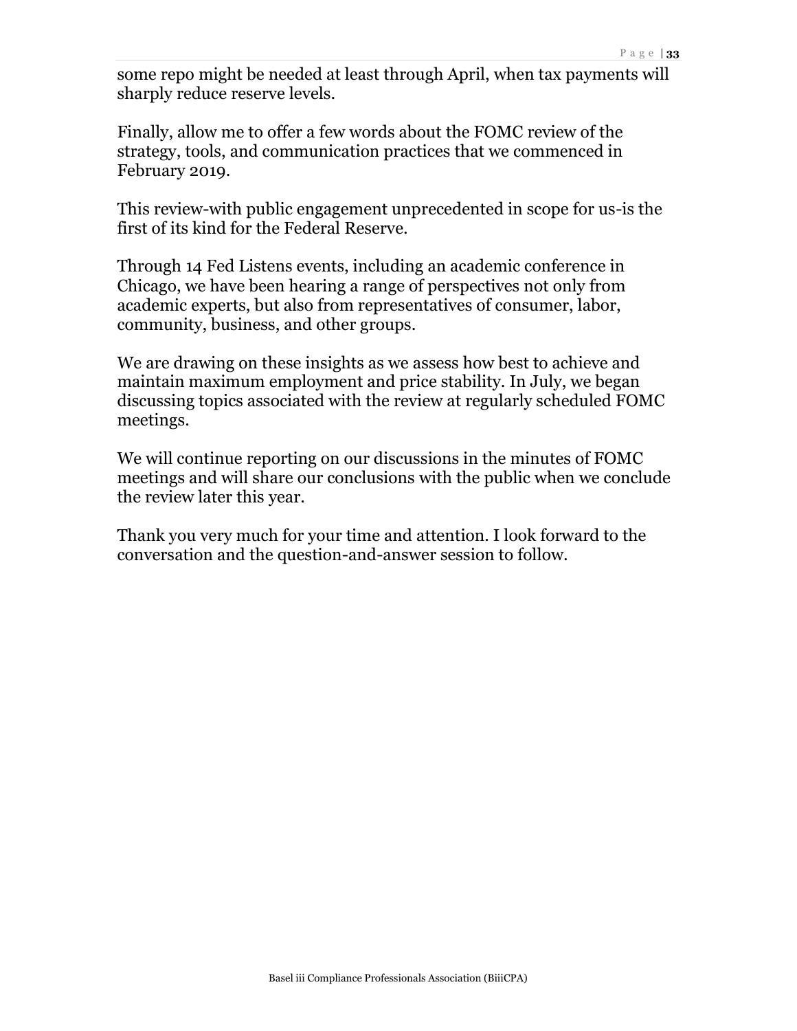some repo might be needed at least through April, when tax payments will sharply reduce reserve levels.

Finally, allow me to offer a few words about the FOMC review of the strategy, tools, and communication practices that we commenced in February 2019.

This review-with public engagement unprecedented in scope for us-is the first of its kind for the Federal Reserve.

Through 14 Fed Listens events, including an academic conference in Chicago, we have been hearing a range of perspectives not only from academic experts, but also from representatives of consumer, labor, community, business, and other groups.

We are drawing on these insights as we assess how best to achieve and maintain maximum employment and price stability. In July, we began discussing topics associated with the review at regularly scheduled FOMC meetings.

We will continue reporting on our discussions in the minutes of FOMC meetings and will share our conclusions with the public when we conclude the review later this year.

Thank you very much for your time and attention. I look forward to the conversation and the question-and-answer session to follow.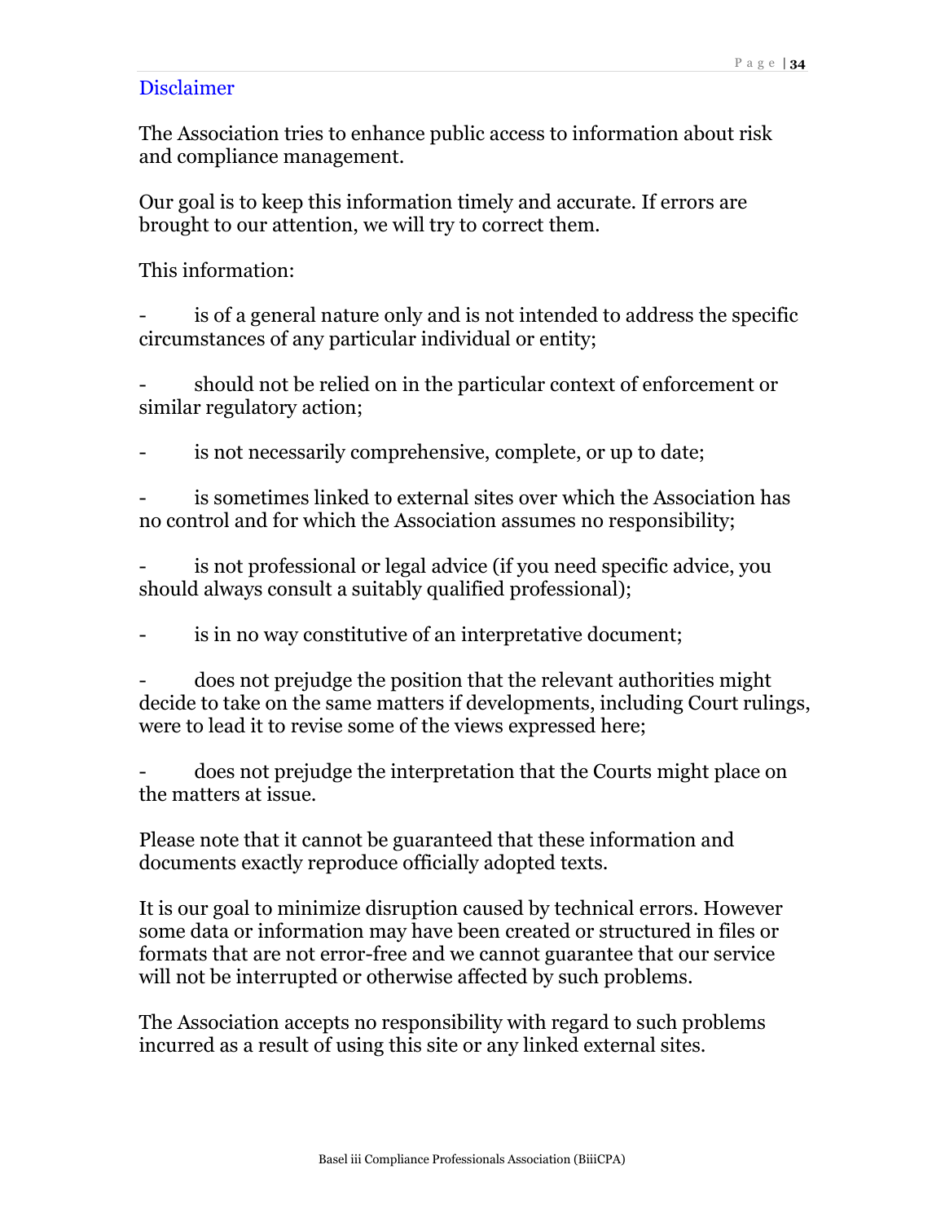## Disclaimer

The Association tries to enhance public access to information about risk and compliance management.

Our goal is to keep this information timely and accurate. If errors are brought to our attention, we will try to correct them.

This information:

- is of a general nature only and is not intended to address the specific circumstances of any particular individual or entity;

- should not be relied on in the particular context of enforcement or similar regulatory action;

- is not necessarily comprehensive, complete, or up to date;

- is sometimes linked to external sites over which the Association has no control and for which the Association assumes no responsibility;

- is not professional or legal advice (if you need specific advice, you should always consult a suitably qualified professional);

- is in no way constitutive of an interpretative document;

- does not prejudge the position that the relevant authorities might decide to take on the same matters if developments, including Court rulings, were to lead it to revise some of the views expressed here;

- does not prejudge the interpretation that the Courts might place on the matters at issue.

Please note that it cannot be guaranteed that these information and documents exactly reproduce officially adopted texts.

It is our goal to minimize disruption caused by technical errors. However some data or information may have been created or structured in files or formats that are not error-free and we cannot guarantee that our service will not be interrupted or otherwise affected by such problems.

The Association accepts no responsibility with regard to such problems incurred as a result of using this site or any linked external sites.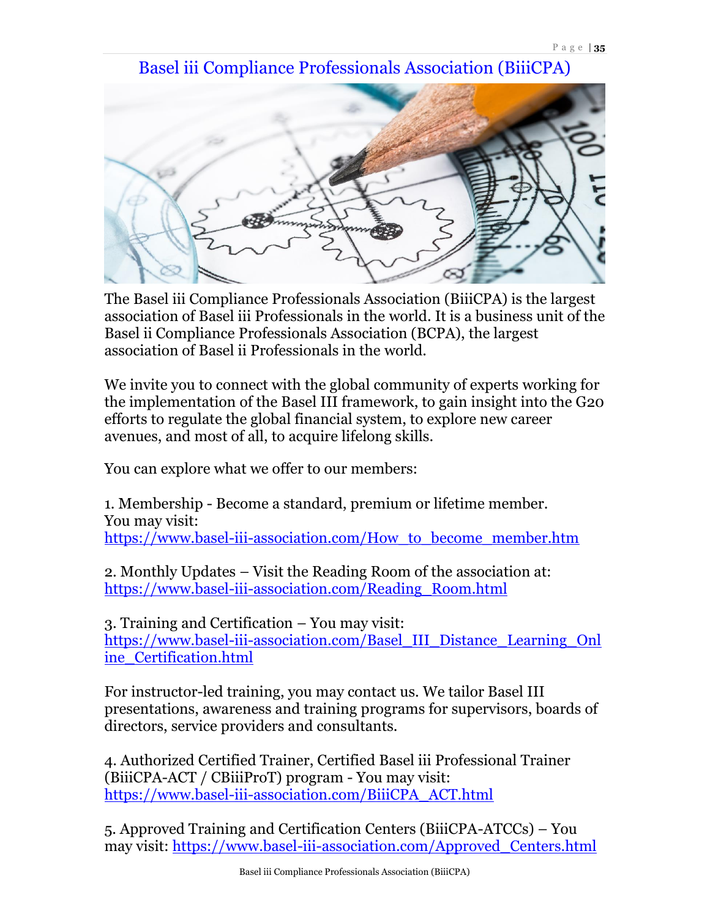# Basel iii Compliance Professionals Association (BiiiCPA)

The Basel iii Compliance Professionals Association (BiiiCPA) is the largest association of Basel iii Professionals in the world. It is a business unit of the Basel ii Compliance Professionals Association (BCPA), the largest association of Basel ii Professionals in the world.

We invite you to connect with the global community of experts working for the implementation of the Basel III framework, to gain insight into the G20 efforts to regulate the global financial system, to explore new career avenues, and most of all, to acquire lifelong skills.

You can explore what we offer to our members:

1. Membership - Become a standard, premium or lifetime member. You may visit:
https://www.basel-iii-association.com/How_to_become_member.htm

2. Monthly Updates – Visit the Reading Room of the association at:
https://www.basel-iii-association.com/Reading_Room.html

3. Training and Certification – You may visit:
https://www.basel-iii-association.com/Basel_III_Distance_Learning_Online_Certification.html

For instructor-led training, you may contact us. We tailor Basel III presentations, awareness and training programs for supervisors, boards of directors, service providers and consultants.

4. Authorized Certified Trainer, Certified Basel iii Professional Trainer (BiiiCPA-ACT / CBiiiProT) program - You may visit:
https://www.basel-iii-association.com/BiiiCPA_ACT.html

5. Approved Training and Certification Centers (BiiiCPA-ATCCs) – You may visit: https://www.basel-iii-association.com/Approved_Centers.html